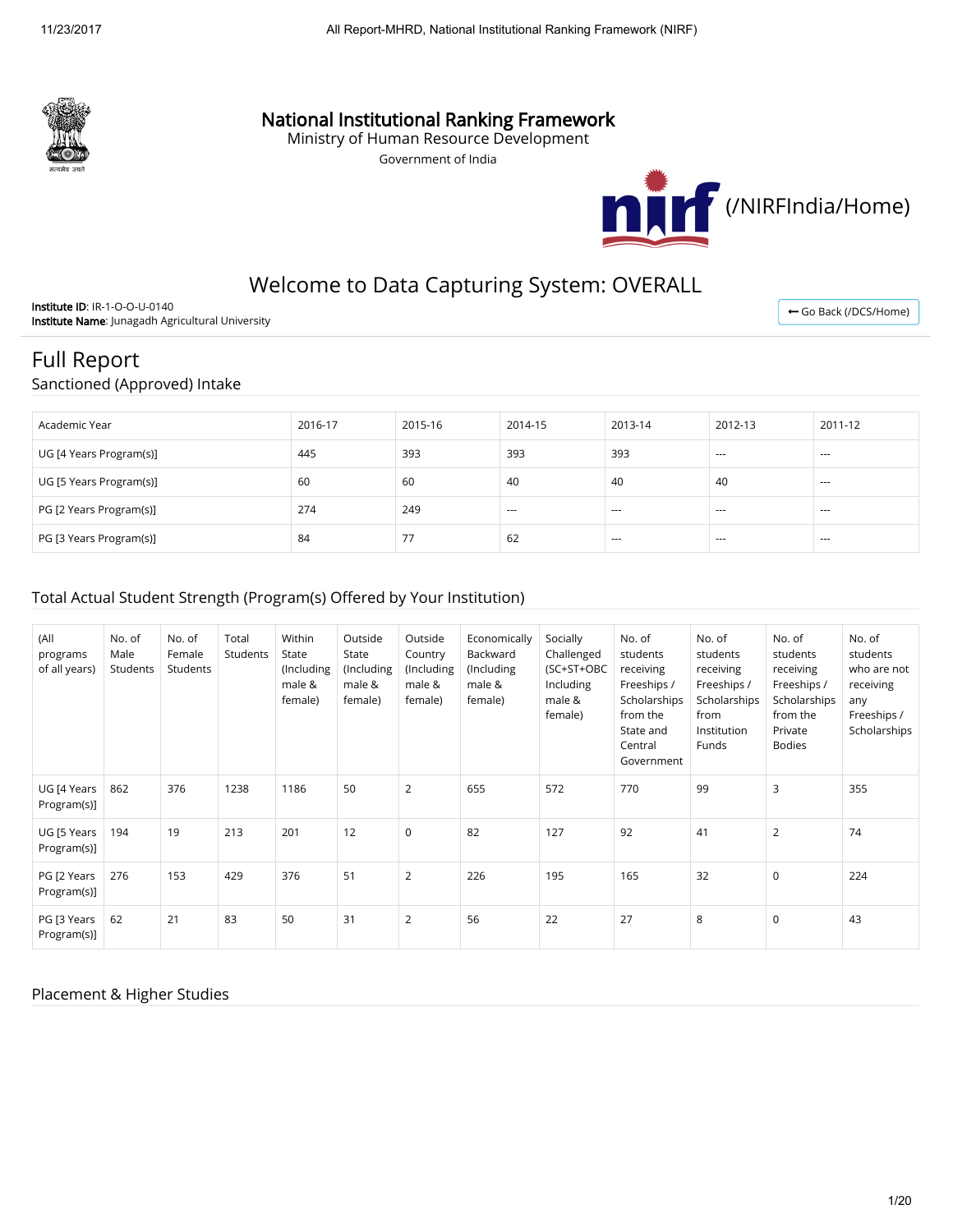# National Institutional Ranking Framework

Ministry of Human Resource Development

Government of India

(/NIRFIndia/Home)

## Welcome to Data Capturing System: OVERALL

**Institute ID**: IR-1-O-O-U-0140
**Institute Name**: Junagadh Agricultural University

Go Back (/DCS/Home)

## Full Report

### Sanctioned (Approved) Intake

| Academic Year | 2016-17 | 2015-16 | 2014-15 | 2013-14 | 2012-13 | 2011-12 |
|---|---|---|---|---|---|---|
| UG [4 Years Program(s)] | 445 | 393 | 393 | 393 | --- | --- |
| UG [5 Years Program(s)] | 60 | 60 | 40 | 40 | 40 | --- |
| PG [2 Years Program(s)] | 274 | 249 | --- | --- | --- | --- |
| PG [3 Years Program(s)] | 84 | 77 | 62 | --- | --- | --- |

### Total Actual Student Strength (Program(s) Offered by Your Institution)

| (All programs of all years) | No. of Male Students | No. of Female Students | Total Students | Within State (Including male & female) | Outside State (Including male & female) | Outside Country (Including male & female) | Economically Backward (Including male & female) | Socially Challenged (SC+ST+OBC Including male & female) | No. of students receiving Freeships / Scholarships from the State and Central Government | No. of students receiving Freeships / Scholarships from Institution Funds | No. of students receiving Freeships / Scholarships from Private Bodies | No. of students who are not receiving any Freeships / Scholarships |
|---|---|---|---|---|---|---|---|---|---|---|---|---|
| UG [4 Years Program(s)] | 862 | 376 | 1238 | 1186 | 50 | 2 | 655 | 572 | 770 | 99 | 3 | 355 |
| UG [5 Years Program(s)] | 194 | 19 | 213 | 201 | 12 | 0 | 82 | 127 | 92 | 41 | 2 | 74 |
| PG [2 Years Program(s)] | 276 | 153 | 429 | 376 | 51 | 2 | 226 | 195 | 165 | 32 | 0 | 224 |
| PG [3 Years Program(s)] | 62 | 21 | 83 | 50 | 31 | 2 | 56 | 22 | 27 | 8 | 0 | 43 |

### Placement & Higher Studies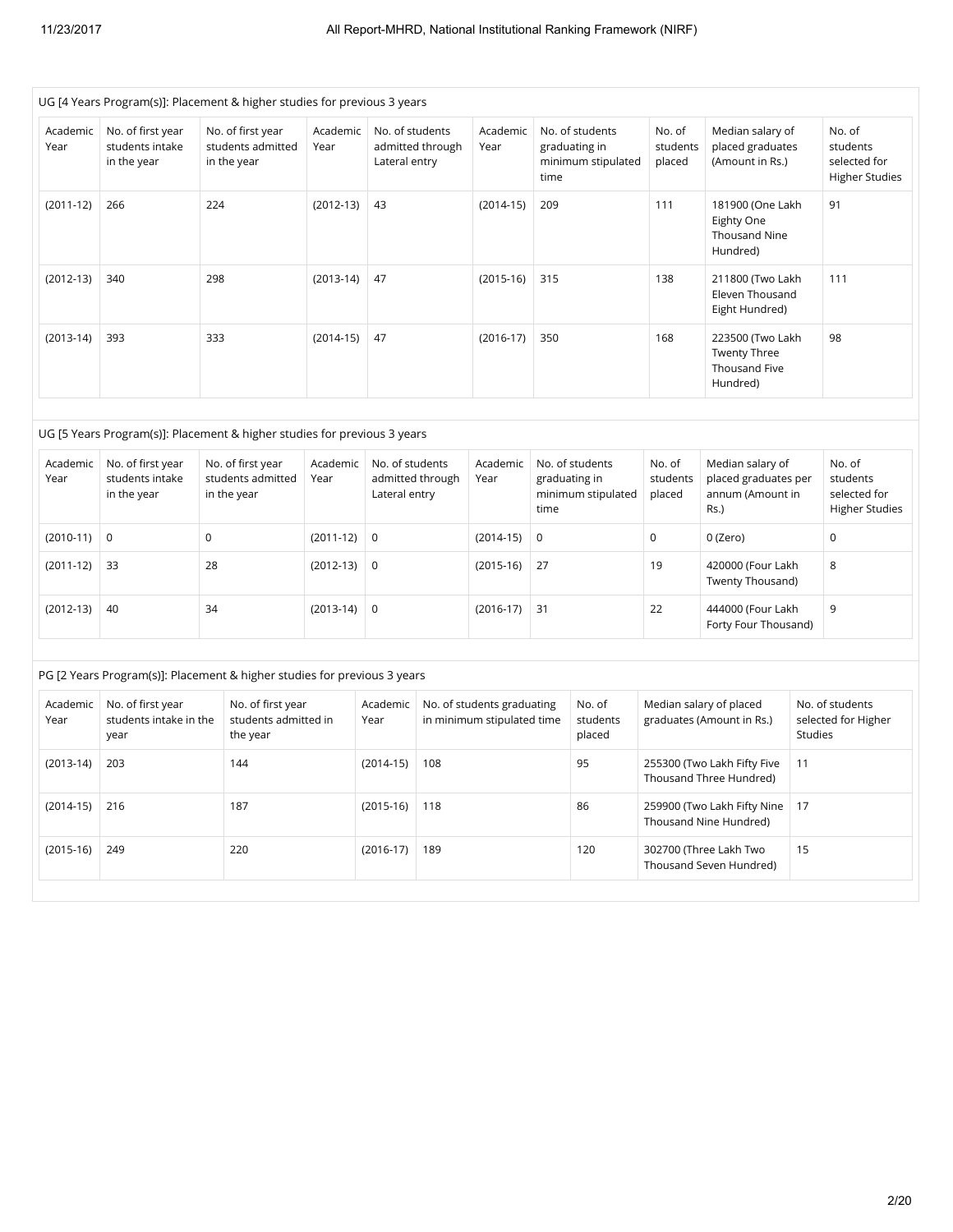UG [4 Years Program(s)]: Placement & higher studies for previous 3 years

| Academic Year | No. of first year students intake in the year | No. of first year students admitted in the year | Academic Year | No. of students admitted through Lateral entry | Academic Year | No. of students graduating in minimum stipulated time | No. of students placed | Median salary of placed graduates (Amount in Rs.) | No. of students selected for Higher Studies |
|---|---|---|---|---|---|---|---|---|---|
| (2011-12) | 266 | 224 | (2012-13) | 43 | (2014-15) | 209 | 111 | 181900 (One Lakh Eighty One Thousand Nine Hundred) | 91 |
| (2012-13) | 340 | 298 | (2013-14) | 47 | (2015-16) | 315 | 138 | 211800 (Two Lakh Eleven Thousand Eight Hundred) | 111 |
| (2013-14) | 393 | 333 | (2014-15) | 47 | (2016-17) | 350 | 168 | 223500 (Two Lakh Twenty Three Thousand Five Hundred) | 98 |

UG [5 Years Program(s)]: Placement & higher studies for previous 3 years

| Academic Year | No. of first year students intake in the year | No. of first year students admitted in the year | Academic Year | No. of students admitted through Lateral entry | Academic Year | No. of students graduating in minimum stipulated time | No. of students placed | Median salary of placed graduates per annum (Amount in Rs.) | No. of students selected for Higher Studies |
|---|---|---|---|---|---|---|---|---|---|
| (2010-11) | 0 | 0 | (2011-12) | 0 | (2014-15) | 0 | 0 | 0 (Zero) | 0 |
| (2011-12) | 33 | 28 | (2012-13) | 0 | (2015-16) | 27 | 19 | 420000 (Four Lakh Twenty Thousand) | 8 |
| (2012-13) | 40 | 34 | (2013-14) | 0 | (2016-17) | 31 | 22 | 444000 (Four Lakh Forty Four Thousand) | 9 |

PG [2 Years Program(s)]: Placement & higher studies for previous 3 years

| Academic Year | No. of first year students intake in the year | No. of first year students admitted in the year | Academic Year | No. of students graduating in minimum stipulated time | No. of students placed | Median salary of placed graduates (Amount in Rs.) | No. of students selected for Higher Studies |
|---|---|---|---|---|---|---|---|
| (2013-14) | 203 | 144 | (2014-15) | 108 | 95 | 255300 (Two Lakh Fifty Five Thousand Three Hundred) | 11 |
| (2014-15) | 216 | 187 | (2015-16) | 118 | 86 | 259900 (Two Lakh Fifty Nine Thousand Nine Hundred) | 17 |
| (2015-16) | 249 | 220 | (2016-17) | 189 | 120 | 302700 (Three Lakh Two Thousand Seven Hundred) | 15 |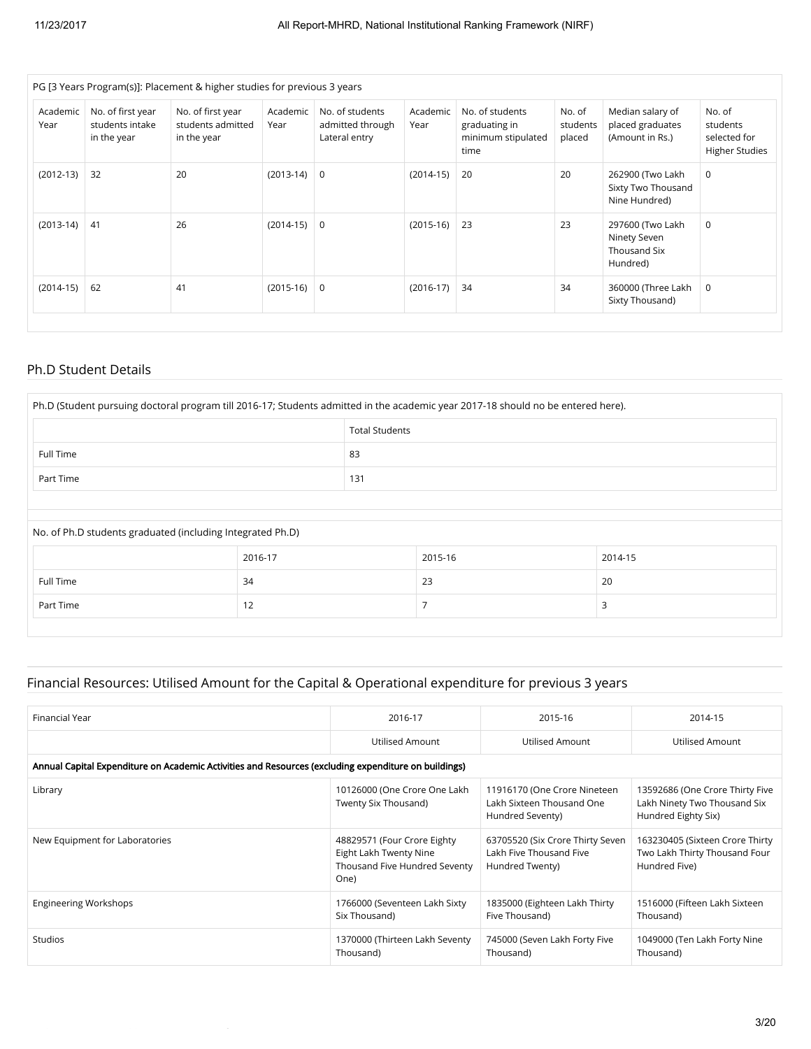PG [3 Years Program(s)]: Placement & higher studies for previous 3 years

| Academic Year | No. of first year students intake in the year | No. of first year students admitted in the year | Academic Year | No. of students admitted through Lateral entry | Academic Year | No. of students graduating in minimum stipulated time | No. of students placed | Median salary of placed graduates (Amount in Rs.) | No. of students selected for Higher Studies |
|---|---|---|---|---|---|---|---|---|---|
| (2012-13) | 32 | 20 | (2013-14) | 0 | (2014-15) | 20 | 20 | 262900 (Two Lakh Sixty Two Thousand Nine Hundred) | 0 |
| (2013-14) | 41 | 26 | (2014-15) | 0 | (2015-16) | 23 | 23 | 297600 (Two Lakh Ninety Seven Thousand Six Hundred) | 0 |
| (2014-15) | 62 | 41 | (2015-16) | 0 | (2016-17) | 34 | 34 | 360000 (Three Lakh Sixty Thousand) | 0 |

## Ph.D Student Details

Ph.D (Student pursuing doctoral program till 2016-17; Students admitted in the academic year 2017-18 should no be entered here).

| | Total Students |
|---|---|
| Full Time | 83 |
| Part Time | 131 |

No. of Ph.D students graduated (including Integrated Ph.D)

| | 2016-17 | 2015-16 | 2014-15 |
|---|---|---|---|
| Full Time | 34 | 23 | 20 |
| Part Time | 12 | 7 | 3 |

## Financial Resources: Utilised Amount for the Capital & Operational expenditure for previous 3 years

| Financial Year | 2016-17 | 2015-16 | 2014-15 |
|---|---|---|---|
| | Utilised Amount | Utilised Amount | Utilised Amount |
| **Annual Capital Expenditure on Academic Activities and Resources (excluding expenditure on buildings)** | | | |
| Library | 10126000 (One Crore One Lakh Twenty Six Thousand) | 11916170 (One Crore Nineteen Lakh Sixteen Thousand One Hundred Seventy) | 13592686 (One Crore Thirty Five Lakh Ninety Two Thousand Six Hundred Eighty Six) |
| New Equipment for Laboratories | 48829571 (Four Crore Eighty Eight Lakh Twenty Nine Thousand Five Hundred Seventy One) | 63705520 (Six Crore Thirty Seven Lakh Five Thousand Five Hundred Twenty) | 163230405 (Sixteen Crore Thirty Two Lakh Thirty Thousand Four Hundred Five) |
| Engineering Workshops | 1766000 (Seventeen Lakh Sixty Six Thousand) | 1835000 (Eighteen Lakh Thirty Five Thousand) | 1516000 (Fifteen Lakh Sixteen Thousand) |
| Studios | 1370000 (Thirteen Lakh Seventy Thousand) | 745000 (Seven Lakh Forty Five Thousand) | 1049000 (Ten Lakh Forty Nine Thousand) |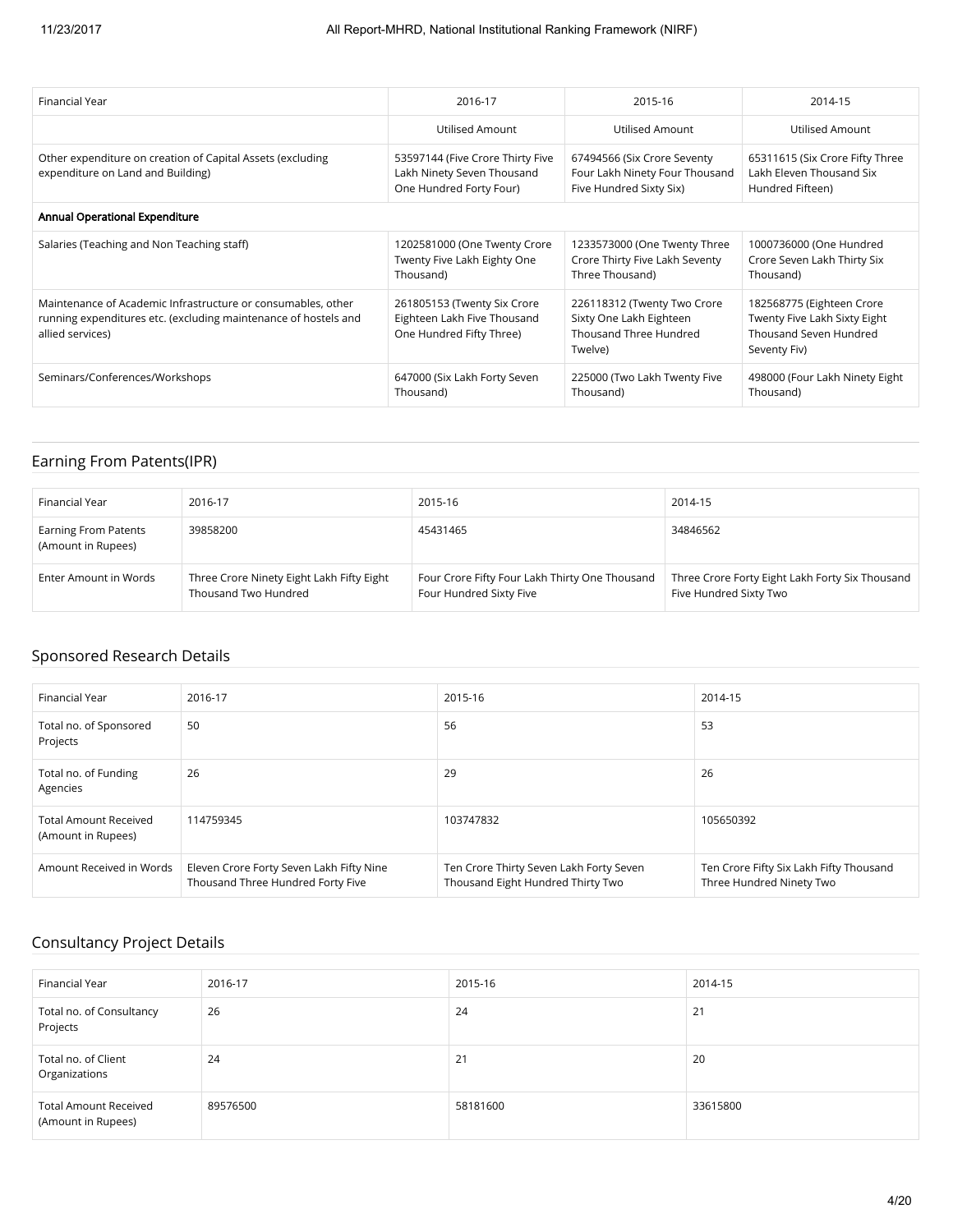| Financial Year | 2016-17 | 2015-16 | 2014-15 |
|---|---|---|---|
| | Utilised Amount | Utilised Amount | Utilised Amount |
| Other expenditure on creation of Capital Assets (excluding expenditure on Land and Building) | 53597144 (Five Crore Thirty Five Lakh Ninety Seven Thousand One Hundred Forty Four) | 67494566 (Six Crore Seventy Four Lakh Ninety Four Thousand Five Hundred Sixty Six) | 65311615 (Six Crore Fifty Three Lakh Eleven Thousand Six Hundred Fifteen) |
| **Annual Operational Expenditure** | | | |
| Salaries (Teaching and Non Teaching staff) | 1202581000 (One Twenty Crore Twenty Five Lakh Eighty One Thousand) | 1233573000 (One Twenty Three Crore Thirty Five Lakh Seventy Three Thousand) | 1000736000 (One Hundred Crore Seven Lakh Thirty Six Thousand) |
| Maintenance of Academic Infrastructure or consumables, other running expenditures etc. (excluding maintenance of hostels and allied services) | 261805153 (Twenty Six Crore Eighteen Lakh Five Thousand One Hundred Fifty Three) | 226118312 (Twenty Two Crore Sixty One Lakh Eighteen Thousand Three Hundred Twelve) | 182568775 (Eighteen Crore Twenty Five Lakh Sixty Eight Thousand Seven Hundred Seventy Fiv) |
| Seminars/Conferences/Workshops | 647000 (Six Lakh Forty Seven Thousand) | 225000 (Two Lakh Twenty Five Thousand) | 498000 (Four Lakh Ninety Eight Thousand) |

## Earning From Patents(IPR)

| Financial Year | 2016-17 | 2015-16 | 2014-15 |
|---|---|---|---|
| Earning From Patents (Amount in Rupees) | 39858200 | 45431465 | 34846562 |
| Enter Amount in Words | Three Crore Ninety Eight Lakh Fifty Eight Thousand Two Hundred | Four Crore Fifty Four Lakh Thirty One Thousand Four Hundred Sixty Five | Three Crore Forty Eight Lakh Forty Six Thousand Five Hundred Sixty Two |

## Sponsored Research Details

| Financial Year | 2016-17 | 2015-16 | 2014-15 |
|---|---|---|---|
| Total no. of Sponsored Projects | 50 | 56 | 53 |
| Total no. of Funding Agencies | 26 | 29 | 26 |
| Total Amount Received (Amount in Rupees) | 114759345 | 103747832 | 105650392 |
| Amount Received in Words | Eleven Crore Forty Seven Lakh Fifty Nine Thousand Three Hundred Forty Five | Ten Crore Thirty Seven Lakh Forty Seven Thousand Eight Hundred Thirty Two | Ten Crore Fifty Six Lakh Fifty Thousand Three Hundred Ninety Two |

## Consultancy Project Details

| Financial Year | 2016-17 | 2015-16 | 2014-15 |
|---|---|---|---|
| Total no. of Consultancy Projects | 26 | 24 | 21 |
| Total no. of Client Organizations | 24 | 21 | 20 |
| Total Amount Received (Amount in Rupees) | 89576500 | 58181600 | 33615800 |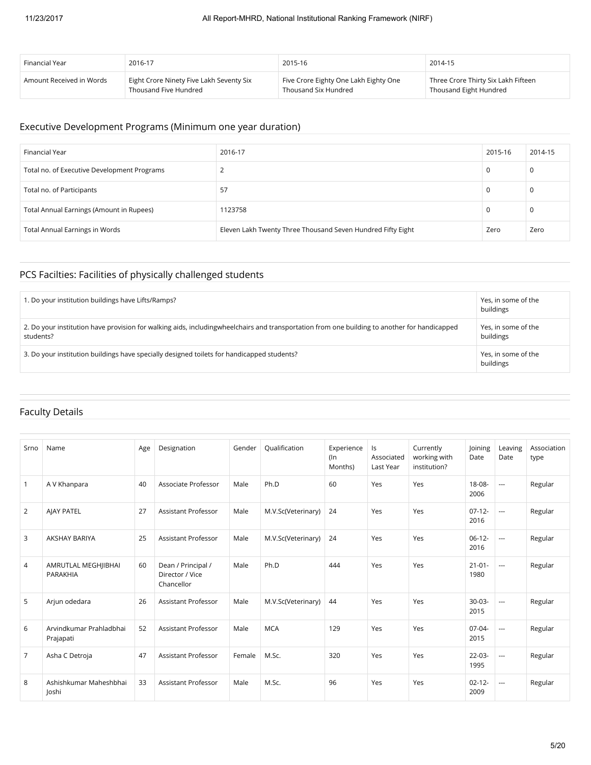| Financial Year | 2016-17 | 2015-16 | 2014-15 |
|---|---|---|---|
| Amount Received in Words | Eight Crore Ninety Five Lakh Seventy Six Thousand Five Hundred | Five Crore Eighty One Lakh Eighty One Thousand Six Hundred | Three Crore Thirty Six Lakh Fifteen Thousand Eight Hundred |

## Executive Development Programs (Minimum one year duration)

| Financial Year | 2016-17 | 2015-16 | 2014-15 |
|---|---|---|---|
| Total no. of Executive Development Programs | 2 | 0 | 0 |
| Total no. of Participants | 57 | 0 | 0 |
| Total Annual Earnings (Amount in Rupees) | 1123758 | 0 | 0 |
| Total Annual Earnings in Words | Eleven Lakh Twenty Three Thousand Seven Hundred Fifty Eight | Zero | Zero |

## PCS Facilties: Facilities of physically challenged students

| | |
|---|---|
| 1. Do your institution buildings have Lifts/Ramps? | Yes, in some of the buildings |
| 2. Do your institution have provision for walking aids, includingwheelchairs and transportation from one building to another for handicapped students? | Yes, in some of the buildings |
| 3. Do your institution buildings have specially designed toilets for handicapped students? | Yes, in some of the buildings |

## Faculty Details

| Srno | Name | Age | Designation | Gender | Qualification | Experience (In Months) | Is Associated Last Year | Currently working with institution? | Joining Date | Leaving Date | Association type |
|---|---|---|---|---|---|---|---|---|---|---|---|
| 1 | A V Khanpara | 40 | Associate Professor | Male | Ph.D | 60 | Yes | Yes | 18-08-2006 | --- | Regular |
| 2 | AJAY PATEL | 27 | Assistant Professor | Male | M.V.Sc(Veterinary) | 24 | Yes | Yes | 07-12-2016 | --- | Regular |
| 3 | AKSHAY BARIYA | 25 | Assistant Professor | Male | M.V.Sc(Veterinary) | 24 | Yes | Yes | 06-12-2016 | --- | Regular |
| 4 | AMRUTLAL MEGHJIBHAI PARAKHIA | 60 | Dean / Principal / Director / Vice Chancellor | Male | Ph.D | 444 | Yes | Yes | 21-01-1980 | --- | Regular |
| 5 | Arjun odedara | 26 | Assistant Professor | Male | M.V.Sc(Veterinary) | 44 | Yes | Yes | 30-03-2015 | --- | Regular |
| 6 | Arvindkumar Prahladbhai Prajapati | 52 | Assistant Professor | Male | MCA | 129 | Yes | Yes | 07-04-2015 | --- | Regular |
| 7 | Asha C Detroja | 47 | Assistant Professor | Female | M.Sc. | 320 | Yes | Yes | 22-03-1995 | --- | Regular |
| 8 | Ashishkumar Maheshbhai Joshi | 33 | Assistant Professor | Male | M.Sc. | 96 | Yes | Yes | 02-12-2009 | --- | Regular |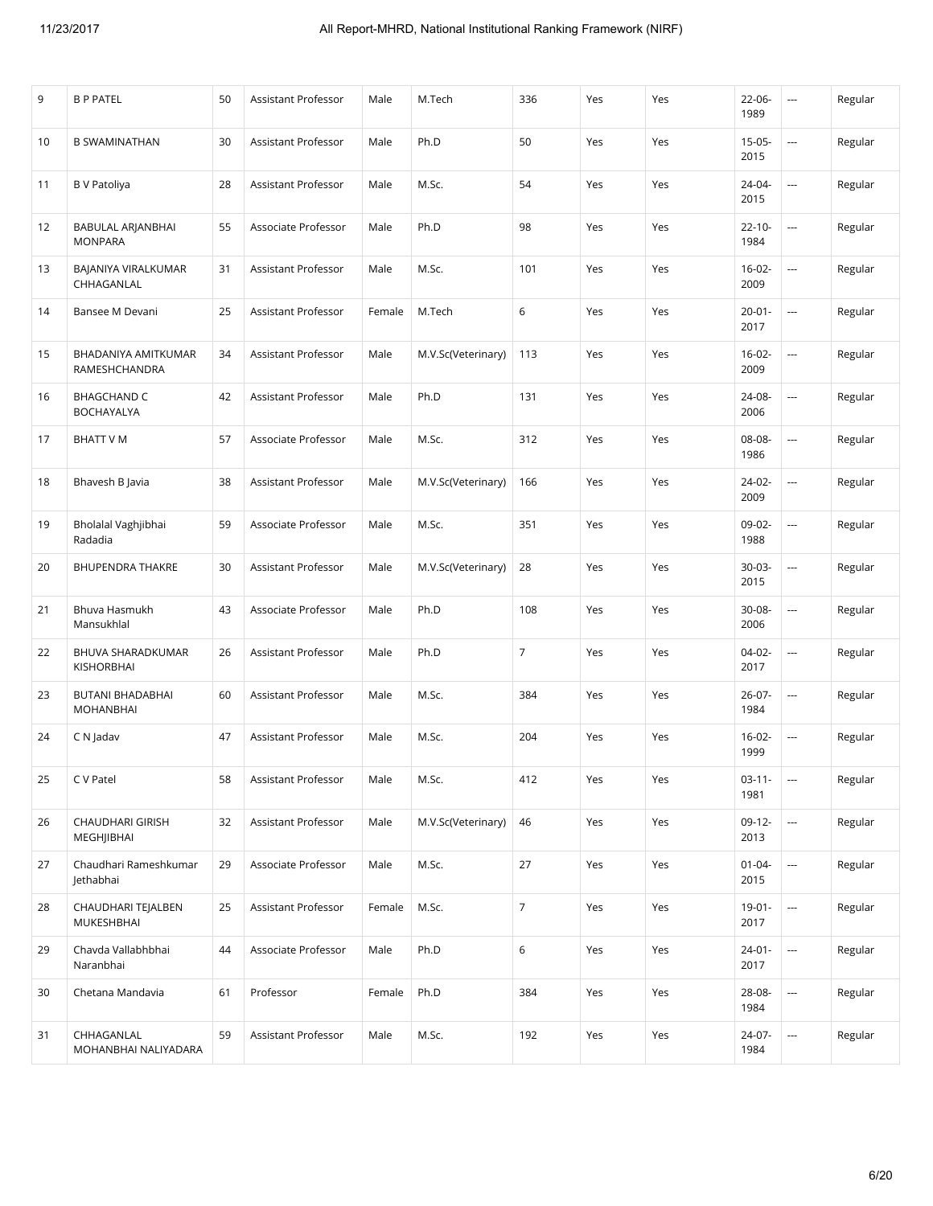| 9 | B P PATEL | 50 | Assistant Professor | Male | M.Tech | 336 | Yes | Yes | 22-06-1989 | --- | Regular |
|---|---|---|---|---|---|---|---|---|---|---|---|
| 10 | B SWAMINATHAN | 30 | Assistant Professor | Male | Ph.D | 50 | Yes | Yes | 15-05-2015 | --- | Regular |
| 11 | B V Patoliya | 28 | Assistant Professor | Male | M.Sc. | 54 | Yes | Yes | 24-04-2015 | --- | Regular |
| 12 | BABULAL ARJANBHAI MONPARA | 55 | Associate Professor | Male | Ph.D | 98 | Yes | Yes | 22-10-1984 | --- | Regular |
| 13 | BAJANIYA VIRALKUMAR CHHAGANLAL | 31 | Assistant Professor | Male | M.Sc. | 101 | Yes | Yes | 16-02-2009 | --- | Regular |
| 14 | Bansee M Devani | 25 | Assistant Professor | Female | M.Tech | 6 | Yes | Yes | 20-01-2017 | --- | Regular |
| 15 | BHADANIYA AMITKUMAR RAMESHCHANDRA | 34 | Assistant Professor | Male | M.V.Sc(Veterinary) | 113 | Yes | Yes | 16-02-2009 | --- | Regular |
| 16 | BHAGCHAND C BOCHAYALYA | 42 | Assistant Professor | Male | Ph.D | 131 | Yes | Yes | 24-08-2006 | --- | Regular |
| 17 | BHATT V M | 57 | Associate Professor | Male | M.Sc. | 312 | Yes | Yes | 08-08-1986 | --- | Regular |
| 18 | Bhavesh B Javia | 38 | Assistant Professor | Male | M.V.Sc(Veterinary) | 166 | Yes | Yes | 24-02-2009 | --- | Regular |
| 19 | Bholalal Vaghjibhai Radadia | 59 | Associate Professor | Male | M.Sc. | 351 | Yes | Yes | 09-02-1988 | --- | Regular |
| 20 | BHUPENDRA THAKRE | 30 | Assistant Professor | Male | M.V.Sc(Veterinary) | 28 | Yes | Yes | 30-03-2015 | --- | Regular |
| 21 | Bhuva Hasmukh Mansukhlal | 43 | Associate Professor | Male | Ph.D | 108 | Yes | Yes | 30-08-2006 | --- | Regular |
| 22 | BHUVA SHARADKUMAR KISHORBHAI | 26 | Assistant Professor | Male | Ph.D | 7 | Yes | Yes | 04-02-2017 | --- | Regular |
| 23 | BUTANI BHADABHAI MOHANBHAI | 60 | Assistant Professor | Male | M.Sc. | 384 | Yes | Yes | 26-07-1984 | --- | Regular |
| 24 | C N Jadav | 47 | Assistant Professor | Male | M.Sc. | 204 | Yes | Yes | 16-02-1999 | --- | Regular |
| 25 | C V Patel | 58 | Assistant Professor | Male | M.Sc. | 412 | Yes | Yes | 03-11-1981 | --- | Regular |
| 26 | CHAUDHARI GIRISH MEGHJIBHAI | 32 | Assistant Professor | Male | M.V.Sc(Veterinary) | 46 | Yes | Yes | 09-12-2013 | --- | Regular |
| 27 | Chaudhari Rameshkumar Jethabhai | 29 | Associate Professor | Male | M.Sc. | 27 | Yes | Yes | 01-04-2015 | --- | Regular |
| 28 | CHAUDHARI TEJALBEN MUKESHBHAI | 25 | Assistant Professor | Female | M.Sc. | 7 | Yes | Yes | 19-01-2017 | --- | Regular |
| 29 | Chavda Vallabhbhai Naranbhai | 44 | Associate Professor | Male | Ph.D | 6 | Yes | Yes | 24-01-2017 | --- | Regular |
| 30 | Chetana Mandavia | 61 | Professor | Female | Ph.D | 384 | Yes | Yes | 28-08-1984 | --- | Regular |
| 31 | CHHAGANLAL MOHANBHAI NALIYADARA | 59 | Assistant Professor | Male | M.Sc. | 192 | Yes | Yes | 24-07-1984 | --- | Regular |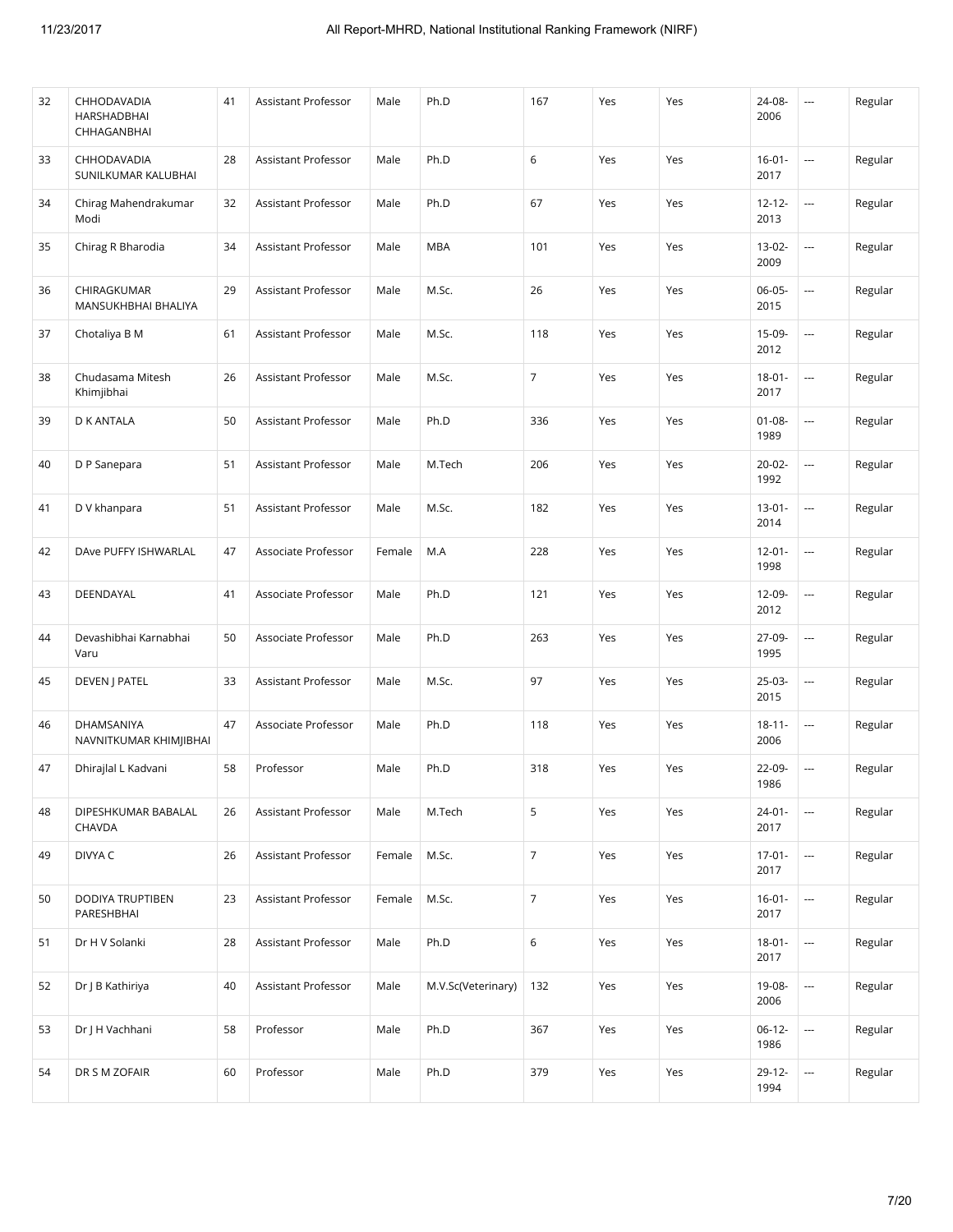| 32 | CHHODAVADIA HARSHADBHAI CHHAGANBHAI | 41 | Assistant Professor | Male | Ph.D | 167 | Yes | Yes | 24-08-2006 | --- | Regular |
|---|---|---|---|---|---|---|---|---|---|---|---|
| 33 | CHHODAVADIA SUNILKUMAR KALUBHAI | 28 | Assistant Professor | Male | Ph.D | 6 | Yes | Yes | 16-01-2017 | --- | Regular |
| 34 | Chirag Mahendrakumar Modi | 32 | Assistant Professor | Male | Ph.D | 67 | Yes | Yes | 12-12-2013 | --- | Regular |
| 35 | Chirag R Bharodia | 34 | Assistant Professor | Male | MBA | 101 | Yes | Yes | 13-02-2009 | --- | Regular |
| 36 | CHIRAGKUMAR MANSUKHBHAI BHALIYA | 29 | Assistant Professor | Male | M.Sc. | 26 | Yes | Yes | 06-05-2015 | --- | Regular |
| 37 | Chotaliya B M | 61 | Assistant Professor | Male | M.Sc. | 118 | Yes | Yes | 15-09-2012 | --- | Regular |
| 38 | Chudasama Mitesh Khimjibhai | 26 | Assistant Professor | Male | M.Sc. | 7 | Yes | Yes | 18-01-2017 | --- | Regular |
| 39 | D K ANTALA | 50 | Assistant Professor | Male | Ph.D | 336 | Yes | Yes | 01-08-1989 | --- | Regular |
| 40 | D P Sanepara | 51 | Assistant Professor | Male | M.Tech | 206 | Yes | Yes | 20-02-1992 | --- | Regular |
| 41 | D V khanpara | 51 | Assistant Professor | Male | M.Sc. | 182 | Yes | Yes | 13-01-2014 | --- | Regular |
| 42 | DAve PUFFY ISHWARLAL | 47 | Associate Professor | Female | M.A | 228 | Yes | Yes | 12-01-1998 | --- | Regular |
| 43 | DEENDAYAL | 41 | Associate Professor | Male | Ph.D | 121 | Yes | Yes | 12-09-2012 | --- | Regular |
| 44 | Devashibhai Karnabhai Varu | 50 | Associate Professor | Male | Ph.D | 263 | Yes | Yes | 27-09-1995 | --- | Regular |
| 45 | DEVEN J PATEL | 33 | Assistant Professor | Male | M.Sc. | 97 | Yes | Yes | 25-03-2015 | --- | Regular |
| 46 | DHAMSANIYA NAVNITKUMAR KHIMJIBHAI | 47 | Associate Professor | Male | Ph.D | 118 | Yes | Yes | 18-11-2006 | --- | Regular |
| 47 | Dhirajlal L Kadvani | 58 | Professor | Male | Ph.D | 318 | Yes | Yes | 22-09-1986 | --- | Regular |
| 48 | DIPESHKUMAR BABALAL CHAVDA | 26 | Assistant Professor | Male | M.Tech | 5 | Yes | Yes | 24-01-2017 | --- | Regular |
| 49 | DIVYA C | 26 | Assistant Professor | Female | M.Sc. | 7 | Yes | Yes | 17-01-2017 | --- | Regular |
| 50 | DODIYA TRUPTIBEN PARESHBHAI | 23 | Assistant Professor | Female | M.Sc. | 7 | Yes | Yes | 16-01-2017 | --- | Regular |
| 51 | Dr H V Solanki | 28 | Assistant Professor | Male | Ph.D | 6 | Yes | Yes | 18-01-2017 | --- | Regular |
| 52 | Dr J B Kathiriya | 40 | Assistant Professor | Male | M.V.Sc(Veterinary) | 132 | Yes | Yes | 19-08-2006 | --- | Regular |
| 53 | Dr J H Vachhani | 58 | Professor | Male | Ph.D | 367 | Yes | Yes | 06-12-1986 | --- | Regular |
| 54 | DR S M ZOFAIR | 60 | Professor | Male | Ph.D | 379 | Yes | Yes | 29-12-1994 | --- | Regular |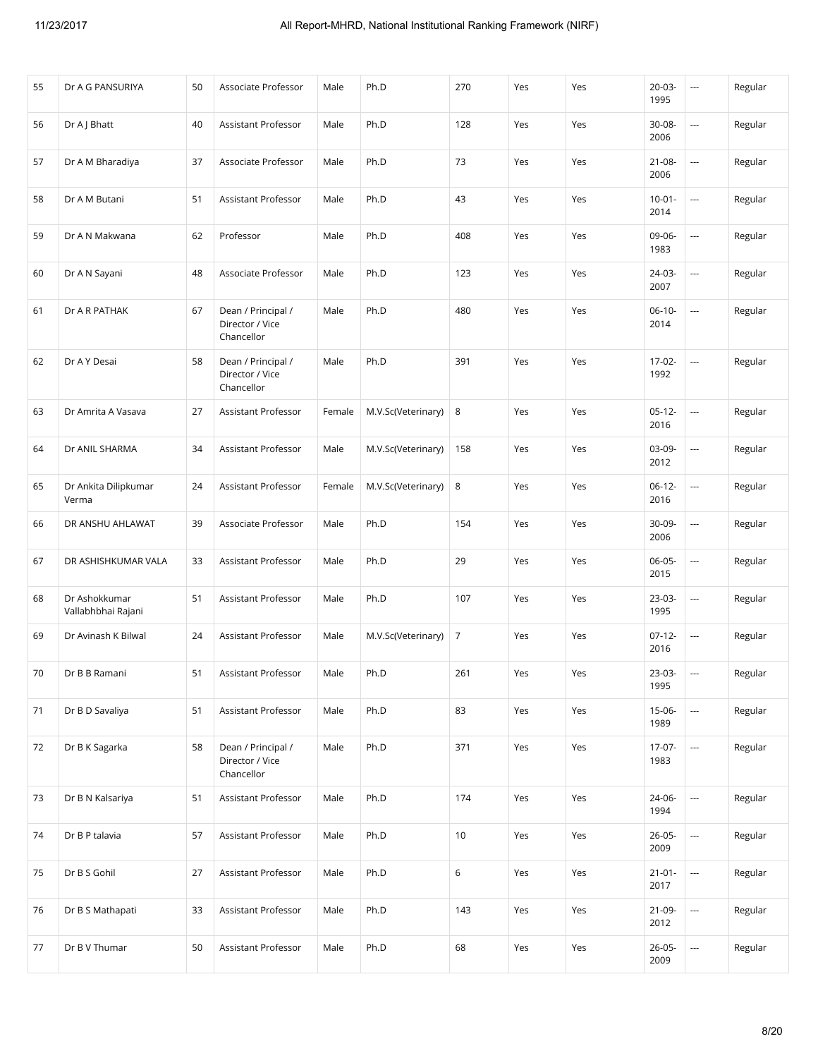| 55 | Dr A G PANSURIYA | 50 | Associate Professor | Male | Ph.D | 270 | Yes | Yes | 20-03-1995 | --- | Regular |
|---|---|---|---|---|---|---|---|---|---|---|---|
| 56 | Dr A J Bhatt | 40 | Assistant Professor | Male | Ph.D | 128 | Yes | Yes | 30-08-2006 | --- | Regular |
| 57 | Dr A M Bharadiya | 37 | Associate Professor | Male | Ph.D | 73 | Yes | Yes | 21-08-2006 | --- | Regular |
| 58 | Dr A M Butani | 51 | Assistant Professor | Male | Ph.D | 43 | Yes | Yes | 10-01-2014 | --- | Regular |
| 59 | Dr A N Makwana | 62 | Professor | Male | Ph.D | 408 | Yes | Yes | 09-06-1983 | --- | Regular |
| 60 | Dr A N Sayani | 48 | Associate Professor | Male | Ph.D | 123 | Yes | Yes | 24-03-2007 | --- | Regular |
| 61 | Dr A R PATHAK | 67 | Dean / Principal / Director / Vice Chancellor | Male | Ph.D | 480 | Yes | Yes | 06-10-2014 | --- | Regular |
| 62 | Dr A Y Desai | 58 | Dean / Principal / Director / Vice Chancellor | Male | Ph.D | 391 | Yes | Yes | 17-02-1992 | --- | Regular |
| 63 | Dr Amrita A Vasava | 27 | Assistant Professor | Female | M.V.Sc(Veterinary) | 8 | Yes | Yes | 05-12-2016 | --- | Regular |
| 64 | Dr ANIL SHARMA | 34 | Assistant Professor | Male | M.V.Sc(Veterinary) | 158 | Yes | Yes | 03-09-2012 | --- | Regular |
| 65 | Dr Ankita Dilipkumar Verma | 24 | Assistant Professor | Female | M.V.Sc(Veterinary) | 8 | Yes | Yes | 06-12-2016 | --- | Regular |
| 66 | DR ANSHU AHLAWAT | 39 | Associate Professor | Male | Ph.D | 154 | Yes | Yes | 30-09-2006 | --- | Regular |
| 67 | DR ASHISHKUMAR VALA | 33 | Assistant Professor | Male | Ph.D | 29 | Yes | Yes | 06-05-2015 | --- | Regular |
| 68 | Dr Ashokkumar Vallabhbhai Rajani | 51 | Assistant Professor | Male | Ph.D | 107 | Yes | Yes | 23-03-1995 | --- | Regular |
| 69 | Dr Avinash K Bilwal | 24 | Assistant Professor | Male | M.V.Sc(Veterinary) | 7 | Yes | Yes | 07-12-2016 | --- | Regular |
| 70 | Dr B B Ramani | 51 | Assistant Professor | Male | Ph.D | 261 | Yes | Yes | 23-03-1995 | --- | Regular |
| 71 | Dr B D Savaliya | 51 | Assistant Professor | Male | Ph.D | 83 | Yes | Yes | 15-06-1989 | --- | Regular |
| 72 | Dr B K Sagarka | 58 | Dean / Principal / Director / Vice Chancellor | Male | Ph.D | 371 | Yes | Yes | 17-07-1983 | --- | Regular |
| 73 | Dr B N Kalsariya | 51 | Assistant Professor | Male | Ph.D | 174 | Yes | Yes | 24-06-1994 | --- | Regular |
| 74 | Dr B P talavia | 57 | Assistant Professor | Male | Ph.D | 10 | Yes | Yes | 26-05-2009 | --- | Regular |
| 75 | Dr B S Gohil | 27 | Assistant Professor | Male | Ph.D | 6 | Yes | Yes | 21-01-2017 | --- | Regular |
| 76 | Dr B S Mathapati | 33 | Assistant Professor | Male | Ph.D | 143 | Yes | Yes | 21-09-2012 | --- | Regular |
| 77 | Dr B V Thumar | 50 | Assistant Professor | Male | Ph.D | 68 | Yes | Yes | 26-05-2009 | --- | Regular |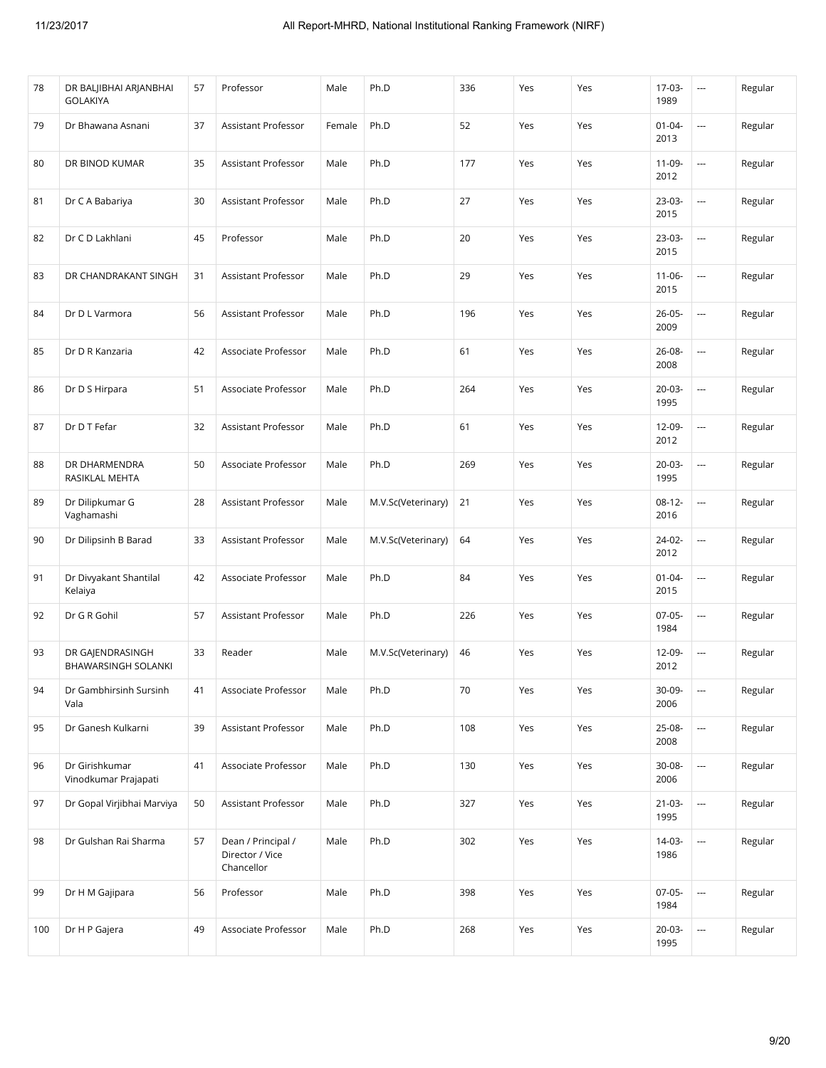| 78 | DR BALJIBHAI ARJANBHAI GOLAKIYA | 57 | Professor | Male | Ph.D | 336 | Yes | Yes | 17-03-1989 | --- | Regular |
|---|---|---|---|---|---|---|---|---|---|---|---|
| 79 | Dr Bhawana Asnani | 37 | Assistant Professor | Female | Ph.D | 52 | Yes | Yes | 01-04-2013 | --- | Regular |
| 80 | DR BINOD KUMAR | 35 | Assistant Professor | Male | Ph.D | 177 | Yes | Yes | 11-09-2012 | --- | Regular |
| 81 | Dr C A Babariya | 30 | Assistant Professor | Male | Ph.D | 27 | Yes | Yes | 23-03-2015 | --- | Regular |
| 82 | Dr C D Lakhlani | 45 | Professor | Male | Ph.D | 20 | Yes | Yes | 23-03-2015 | --- | Regular |
| 83 | DR CHANDRAKANT SINGH | 31 | Assistant Professor | Male | Ph.D | 29 | Yes | Yes | 11-06-2015 | --- | Regular |
| 84 | Dr D L Varmora | 56 | Assistant Professor | Male | Ph.D | 196 | Yes | Yes | 26-05-2009 | --- | Regular |
| 85 | Dr D R Kanzaria | 42 | Associate Professor | Male | Ph.D | 61 | Yes | Yes | 26-08-2008 | --- | Regular |
| 86 | Dr D S Hirpara | 51 | Associate Professor | Male | Ph.D | 264 | Yes | Yes | 20-03-1995 | --- | Regular |
| 87 | Dr D T Fefar | 32 | Assistant Professor | Male | Ph.D | 61 | Yes | Yes | 12-09-2012 | --- | Regular |
| 88 | DR DHARMENDRA RASIKLAL MEHTA | 50 | Associate Professor | Male | Ph.D | 269 | Yes | Yes | 20-03-1995 | --- | Regular |
| 89 | Dr Dilipkumar G Vaghamashi | 28 | Assistant Professor | Male | M.V.Sc(Veterinary) | 21 | Yes | Yes | 08-12-2016 | --- | Regular |
| 90 | Dr Dilipsinh B Barad | 33 | Assistant Professor | Male | M.V.Sc(Veterinary) | 64 | Yes | Yes | 24-02-2012 | --- | Regular |
| 91 | Dr Divyakant Shantilal Kelaiya | 42 | Associate Professor | Male | Ph.D | 84 | Yes | Yes | 01-04-2015 | --- | Regular |
| 92 | Dr G R Gohil | 57 | Assistant Professor | Male | Ph.D | 226 | Yes | Yes | 07-05-1984 | --- | Regular |
| 93 | DR GAJENDRASINGH BHAWARSINGH SOLANKI | 33 | Reader | Male | M.V.Sc(Veterinary) | 46 | Yes | Yes | 12-09-2012 | --- | Regular |
| 94 | Dr Gambhirsinh Sursinh Vala | 41 | Associate Professor | Male | Ph.D | 70 | Yes | Yes | 30-09-2006 | --- | Regular |
| 95 | Dr Ganesh Kulkarni | 39 | Assistant Professor | Male | Ph.D | 108 | Yes | Yes | 25-08-2008 | --- | Regular |
| 96 | Dr Girishkumar Vinodkumar Prajapati | 41 | Associate Professor | Male | Ph.D | 130 | Yes | Yes | 30-08-2006 | --- | Regular |
| 97 | Dr Gopal Virjibhai Marviya | 50 | Assistant Professor | Male | Ph.D | 327 | Yes | Yes | 21-03-1995 | --- | Regular |
| 98 | Dr Gulshan Rai Sharma | 57 | Dean / Principal / Director / Vice Chancellor | Male | Ph.D | 302 | Yes | Yes | 14-03-1986 | --- | Regular |
| 99 | Dr H M Gajipara | 56 | Professor | Male | Ph.D | 398 | Yes | Yes | 07-05-1984 | --- | Regular |
| 100 | Dr H P Gajera | 49 | Associate Professor | Male | Ph.D | 268 | Yes | Yes | 20-03-1995 | --- | Regular |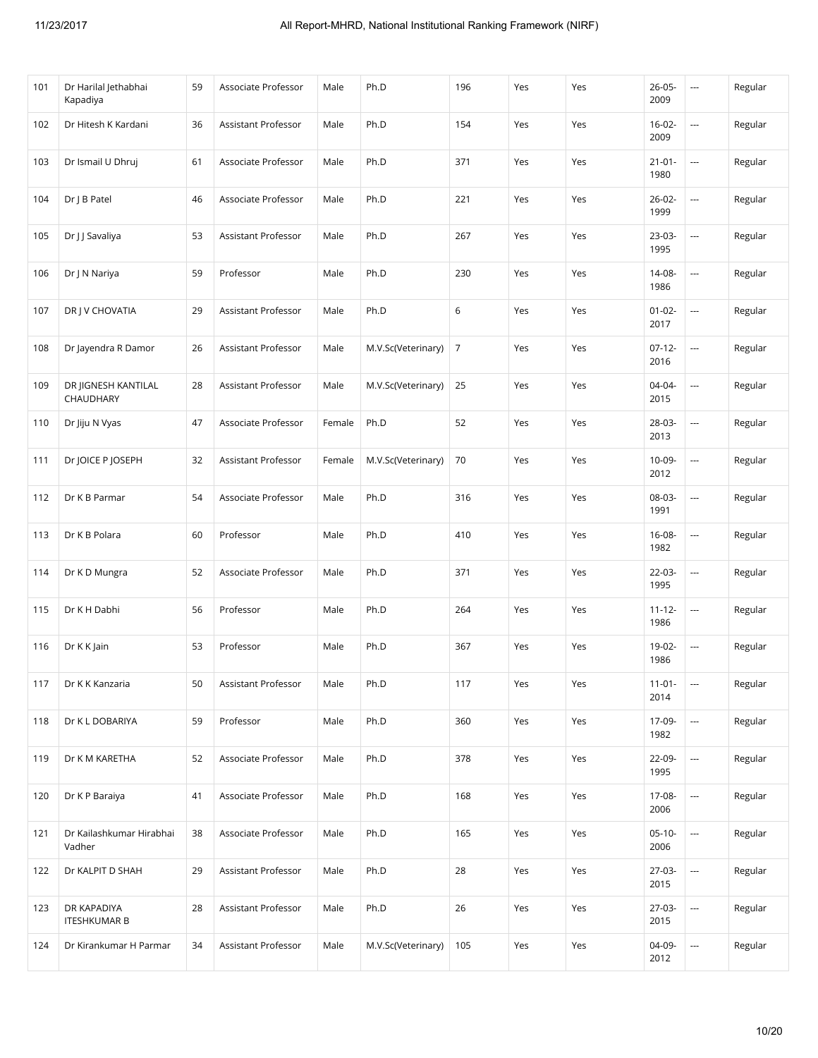| 101 | Dr Harilal Jethabhai Kapadiya | 59 | Associate Professor | Male | Ph.D | 196 | Yes | Yes | 26-05-2009 | --- | Regular |
|---|---|---|---|---|---|---|---|---|---|---|---|
| 102 | Dr Hitesh K Kardani | 36 | Assistant Professor | Male | Ph.D | 154 | Yes | Yes | 16-02-2009 | --- | Regular |
| 103 | Dr Ismail U Dhruj | 61 | Associate Professor | Male | Ph.D | 371 | Yes | Yes | 21-01-1980 | --- | Regular |
| 104 | Dr J B Patel | 46 | Associate Professor | Male | Ph.D | 221 | Yes | Yes | 26-02-1999 | --- | Regular |
| 105 | Dr J J Savaliya | 53 | Assistant Professor | Male | Ph.D | 267 | Yes | Yes | 23-03-1995 | --- | Regular |
| 106 | Dr J N Nariya | 59 | Professor | Male | Ph.D | 230 | Yes | Yes | 14-08-1986 | --- | Regular |
| 107 | DR J V CHOVATIA | 29 | Assistant Professor | Male | Ph.D | 6 | Yes | Yes | 01-02-2017 | --- | Regular |
| 108 | Dr Jayendra R Damor | 26 | Assistant Professor | Male | M.V.Sc(Veterinary) | 7 | Yes | Yes | 07-12-2016 | --- | Regular |
| 109 | DR JIGNESH KANTILAL CHAUDHARY | 28 | Assistant Professor | Male | M.V.Sc(Veterinary) | 25 | Yes | Yes | 04-04-2015 | --- | Regular |
| 110 | Dr Jiju N Vyas | 47 | Associate Professor | Female | Ph.D | 52 | Yes | Yes | 28-03-2013 | --- | Regular |
| 111 | Dr JOICE P JOSEPH | 32 | Assistant Professor | Female | M.V.Sc(Veterinary) | 70 | Yes | Yes | 10-09-2012 | --- | Regular |
| 112 | Dr K B Parmar | 54 | Associate Professor | Male | Ph.D | 316 | Yes | Yes | 08-03-1991 | --- | Regular |
| 113 | Dr K B Polara | 60 | Professor | Male | Ph.D | 410 | Yes | Yes | 16-08-1982 | --- | Regular |
| 114 | Dr K D Mungra | 52 | Associate Professor | Male | Ph.D | 371 | Yes | Yes | 22-03-1995 | --- | Regular |
| 115 | Dr K H Dabhi | 56 | Professor | Male | Ph.D | 264 | Yes | Yes | 11-12-1986 | --- | Regular |
| 116 | Dr K K Jain | 53 | Professor | Male | Ph.D | 367 | Yes | Yes | 19-02-1986 | --- | Regular |
| 117 | Dr K K Kanzaria | 50 | Assistant Professor | Male | Ph.D | 117 | Yes | Yes | 11-01-2014 | --- | Regular |
| 118 | Dr K L DOBARIYA | 59 | Professor | Male | Ph.D | 360 | Yes | Yes | 17-09-1982 | --- | Regular |
| 119 | Dr K M KARETHA | 52 | Associate Professor | Male | Ph.D | 378 | Yes | Yes | 22-09-1995 | --- | Regular |
| 120 | Dr K P Baraiya | 41 | Associate Professor | Male | Ph.D | 168 | Yes | Yes | 17-08-2006 | --- | Regular |
| 121 | Dr Kailashkumar Hirabhai Vadher | 38 | Associate Professor | Male | Ph.D | 165 | Yes | Yes | 05-10-2006 | --- | Regular |
| 122 | Dr KALPIT D SHAH | 29 | Assistant Professor | Male | Ph.D | 28 | Yes | Yes | 27-03-2015 | --- | Regular |
| 123 | DR KAPADIYA ITESHKUMAR B | 28 | Assistant Professor | Male | Ph.D | 26 | Yes | Yes | 27-03-2015 | --- | Regular |
| 124 | Dr Kirankumar H Parmar | 34 | Assistant Professor | Male | M.V.Sc(Veterinary) | 105 | Yes | Yes | 04-09-2012 | --- | Regular |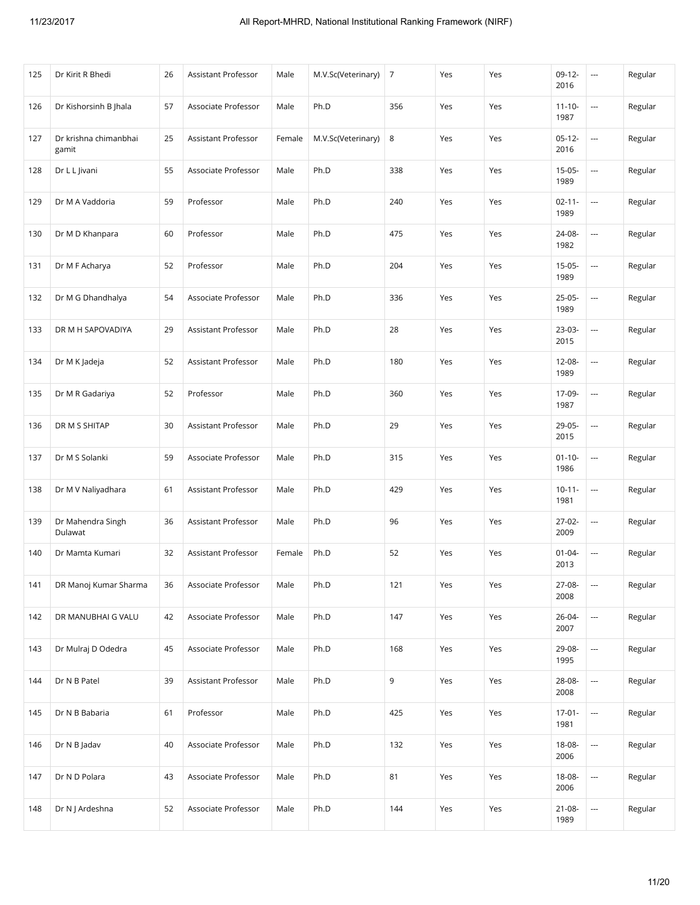| 125 | Dr Kirit R Bhedi | 26 | Assistant Professor | Male | M.V.Sc(Veterinary) | 7 | Yes | Yes | 09-12-2016 | --- | Regular |
|---|---|---|---|---|---|---|---|---|---|---|---|
| 126 | Dr Kishorsinh B Jhala | 57 | Associate Professor | Male | Ph.D | 356 | Yes | Yes | 11-10-1987 | --- | Regular |
| 127 | Dr krishna chimanbhai gamit | 25 | Assistant Professor | Female | M.V.Sc(Veterinary) | 8 | Yes | Yes | 05-12-2016 | --- | Regular |
| 128 | Dr L L Jivani | 55 | Associate Professor | Male | Ph.D | 338 | Yes | Yes | 15-05-1989 | --- | Regular |
| 129 | Dr M A Vaddoria | 59 | Professor | Male | Ph.D | 240 | Yes | Yes | 02-11-1989 | --- | Regular |
| 130 | Dr M D Khanpara | 60 | Professor | Male | Ph.D | 475 | Yes | Yes | 24-08-1982 | --- | Regular |
| 131 | Dr M F Acharya | 52 | Professor | Male | Ph.D | 204 | Yes | Yes | 15-05-1989 | --- | Regular |
| 132 | Dr M G Dhandhalya | 54 | Associate Professor | Male | Ph.D | 336 | Yes | Yes | 25-05-1989 | --- | Regular |
| 133 | DR M H SAPOVADIYA | 29 | Assistant Professor | Male | Ph.D | 28 | Yes | Yes | 23-03-2015 | --- | Regular |
| 134 | Dr M K Jadeja | 52 | Assistant Professor | Male | Ph.D | 180 | Yes | Yes | 12-08-1989 | --- | Regular |
| 135 | Dr M R Gadariya | 52 | Professor | Male | Ph.D | 360 | Yes | Yes | 17-09-1987 | --- | Regular |
| 136 | DR M S SHITAP | 30 | Assistant Professor | Male | Ph.D | 29 | Yes | Yes | 29-05-2015 | --- | Regular |
| 137 | Dr M S Solanki | 59 | Associate Professor | Male | Ph.D | 315 | Yes | Yes | 01-10-1986 | --- | Regular |
| 138 | Dr M V Naliyadhara | 61 | Assistant Professor | Male | Ph.D | 429 | Yes | Yes | 10-11-1981 | --- | Regular |
| 139 | Dr Mahendra Singh Dulawat | 36 | Assistant Professor | Male | Ph.D | 96 | Yes | Yes | 27-02-2009 | --- | Regular |
| 140 | Dr Mamta Kumari | 32 | Assistant Professor | Female | Ph.D | 52 | Yes | Yes | 01-04-2013 | --- | Regular |
| 141 | DR Manoj Kumar Sharma | 36 | Associate Professor | Male | Ph.D | 121 | Yes | Yes | 27-08-2008 | --- | Regular |
| 142 | DR MANUBHAI G VALU | 42 | Associate Professor | Male | Ph.D | 147 | Yes | Yes | 26-04-2007 | --- | Regular |
| 143 | Dr Mulraj D Odedra | 45 | Associate Professor | Male | Ph.D | 168 | Yes | Yes | 29-08-1995 | --- | Regular |
| 144 | Dr N B Patel | 39 | Assistant Professor | Male | Ph.D | 9 | Yes | Yes | 28-08-2008 | --- | Regular |
| 145 | Dr N B Babaria | 61 | Professor | Male | Ph.D | 425 | Yes | Yes | 17-01-1981 | --- | Regular |
| 146 | Dr N B Jadav | 40 | Associate Professor | Male | Ph.D | 132 | Yes | Yes | 18-08-2006 | --- | Regular |
| 147 | Dr N D Polara | 43 | Associate Professor | Male | Ph.D | 81 | Yes | Yes | 18-08-2006 | --- | Regular |
| 148 | Dr N J Ardeshna | 52 | Associate Professor | Male | Ph.D | 144 | Yes | Yes | 21-08-1989 | --- | Regular |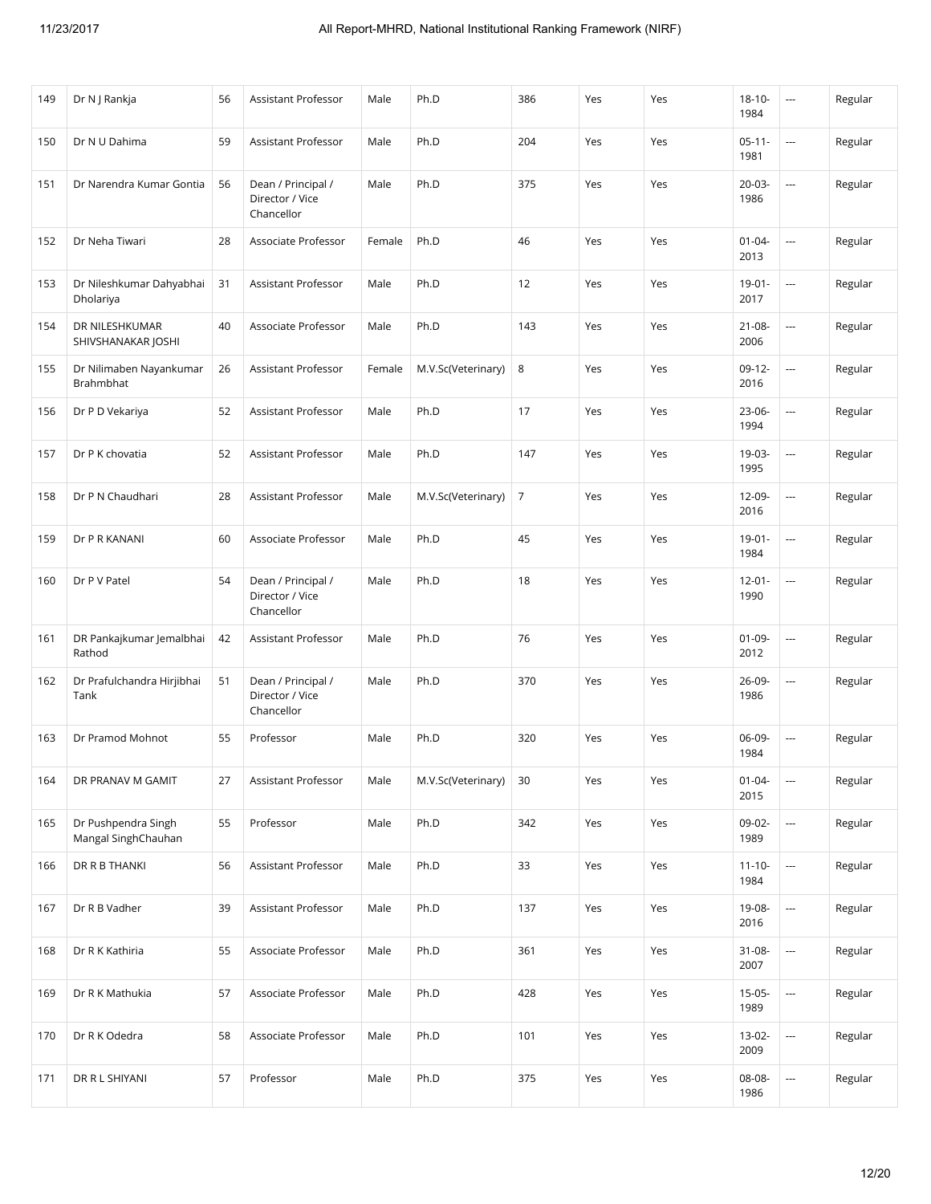| 149 | Dr N J Rankja | 56 | Assistant Professor | Male | Ph.D | 386 | Yes | Yes | 18-10-1984 | --- | Regular |
|---|---|---|---|---|---|---|---|---|---|---|---|
| 150 | Dr N U Dahima | 59 | Assistant Professor | Male | Ph.D | 204 | Yes | Yes | 05-11-1981 | --- | Regular |
| 151 | Dr Narendra Kumar Gontia | 56 | Dean / Principal / Director / Vice Chancellor | Male | Ph.D | 375 | Yes | Yes | 20-03-1986 | --- | Regular |
| 152 | Dr Neha Tiwari | 28 | Associate Professor | Female | Ph.D | 46 | Yes | Yes | 01-04-2013 | --- | Regular |
| 153 | Dr Nileshkumar Dahyabhai Dholariya | 31 | Assistant Professor | Male | Ph.D | 12 | Yes | Yes | 19-01-2017 | --- | Regular |
| 154 | DR NILESHKUMAR SHIVSHANAKAR JOSHI | 40 | Associate Professor | Male | Ph.D | 143 | Yes | Yes | 21-08-2006 | --- | Regular |
| 155 | Dr Nilimaben Nayankumar Brahmbhat | 26 | Assistant Professor | Female | M.V.Sc(Veterinary) | 8 | Yes | Yes | 09-12-2016 | --- | Regular |
| 156 | Dr P D Vekariya | 52 | Assistant Professor | Male | Ph.D | 17 | Yes | Yes | 23-06-1994 | --- | Regular |
| 157 | Dr P K chovatia | 52 | Assistant Professor | Male | Ph.D | 147 | Yes | Yes | 19-03-1995 | --- | Regular |
| 158 | Dr P N Chaudhari | 28 | Assistant Professor | Male | M.V.Sc(Veterinary) | 7 | Yes | Yes | 12-09-2016 | --- | Regular |
| 159 | Dr P R KANANI | 60 | Associate Professor | Male | Ph.D | 45 | Yes | Yes | 19-01-1984 | --- | Regular |
| 160 | Dr P V Patel | 54 | Dean / Principal / Director / Vice Chancellor | Male | Ph.D | 18 | Yes | Yes | 12-01-1990 | --- | Regular |
| 161 | DR Pankajkumar Jemalbhai Rathod | 42 | Assistant Professor | Male | Ph.D | 76 | Yes | Yes | 01-09-2012 | --- | Regular |
| 162 | Dr Prafulchandra Hirjibhai Tank | 51 | Dean / Principal / Director / Vice Chancellor | Male | Ph.D | 370 | Yes | Yes | 26-09-1986 | --- | Regular |
| 163 | Dr Pramod Mohnot | 55 | Professor | Male | Ph.D | 320 | Yes | Yes | 06-09-1984 | --- | Regular |
| 164 | DR PRANAV M GAMIT | 27 | Assistant Professor | Male | M.V.Sc(Veterinary) | 30 | Yes | Yes | 01-04-2015 | --- | Regular |
| 165 | Dr Pushpendra Singh Mangal SinghChauhan | 55 | Professor | Male | Ph.D | 342 | Yes | Yes | 09-02-1989 | --- | Regular |
| 166 | DR R B THANKI | 56 | Assistant Professor | Male | Ph.D | 33 | Yes | Yes | 11-10-1984 | --- | Regular |
| 167 | Dr R B Vadher | 39 | Assistant Professor | Male | Ph.D | 137 | Yes | Yes | 19-08-2016 | --- | Regular |
| 168 | Dr R K Kathiria | 55 | Associate Professor | Male | Ph.D | 361 | Yes | Yes | 31-08-2007 | --- | Regular |
| 169 | Dr R K Mathukia | 57 | Associate Professor | Male | Ph.D | 428 | Yes | Yes | 15-05-1989 | --- | Regular |
| 170 | Dr R K Odedra | 58 | Associate Professor | Male | Ph.D | 101 | Yes | Yes | 13-02-2009 | --- | Regular |
| 171 | DR R L SHIYANI | 57 | Professor | Male | Ph.D | 375 | Yes | Yes | 08-08-1986 | --- | Regular |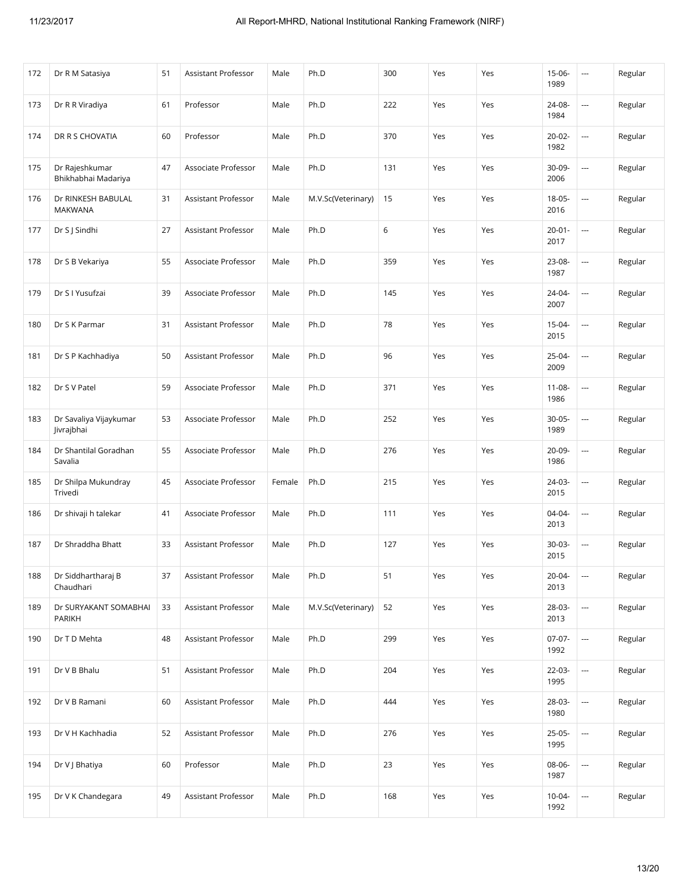| 172 | Dr R M Satasiya | 51 | Assistant Professor | Male | Ph.D | 300 | Yes | Yes | 15-06-1989 | --- | Regular |
|---|---|---|---|---|---|---|---|---|---|---|---|
| 173 | Dr R R Viradiya | 61 | Professor | Male | Ph.D | 222 | Yes | Yes | 24-08-1984 | --- | Regular |
| 174 | DR R S CHOVATIA | 60 | Professor | Male | Ph.D | 370 | Yes | Yes | 20-02-1982 | --- | Regular |
| 175 | Dr Rajeshkumar Bhikhabhai Madariya | 47 | Associate Professor | Male | Ph.D | 131 | Yes | Yes | 30-09-2006 | --- | Regular |
| 176 | Dr RINKESH BABULAL MAKWANA | 31 | Assistant Professor | Male | M.V.Sc(Veterinary) | 15 | Yes | Yes | 18-05-2016 | --- | Regular |
| 177 | Dr S J Sindhi | 27 | Assistant Professor | Male | Ph.D | 6 | Yes | Yes | 20-01-2017 | --- | Regular |
| 178 | Dr S B Vekariya | 55 | Associate Professor | Male | Ph.D | 359 | Yes | Yes | 23-08-1987 | --- | Regular |
| 179 | Dr S I Yusufzai | 39 | Associate Professor | Male | Ph.D | 145 | Yes | Yes | 24-04-2007 | --- | Regular |
| 180 | Dr S K Parmar | 31 | Assistant Professor | Male | Ph.D | 78 | Yes | Yes | 15-04-2015 | --- | Regular |
| 181 | Dr S P Kachhadiya | 50 | Assistant Professor | Male | Ph.D | 96 | Yes | Yes | 25-04-2009 | --- | Regular |
| 182 | Dr S V Patel | 59 | Associate Professor | Male | Ph.D | 371 | Yes | Yes | 11-08-1986 | --- | Regular |
| 183 | Dr Savaliya Vijaykumar Jivrajbhai | 53 | Associate Professor | Male | Ph.D | 252 | Yes | Yes | 30-05-1989 | --- | Regular |
| 184 | Dr Shantilal Goradhan Savalia | 55 | Associate Professor | Male | Ph.D | 276 | Yes | Yes | 20-09-1986 | --- | Regular |
| 185 | Dr Shilpa Mukundray Trivedi | 45 | Associate Professor | Female | Ph.D | 215 | Yes | Yes | 24-03-2015 | --- | Regular |
| 186 | Dr shivaji h talekar | 41 | Associate Professor | Male | Ph.D | 111 | Yes | Yes | 04-04-2013 | --- | Regular |
| 187 | Dr Shraddha Bhatt | 33 | Assistant Professor | Male | Ph.D | 127 | Yes | Yes | 30-03-2015 | --- | Regular |
| 188 | Dr Siddhartharaj B Chaudhari | 37 | Assistant Professor | Male | Ph.D | 51 | Yes | Yes | 20-04-2013 | --- | Regular |
| 189 | Dr SURYAKANT SOMABHAI PARIKH | 33 | Assistant Professor | Male | M.V.Sc(Veterinary) | 52 | Yes | Yes | 28-03-2013 | --- | Regular |
| 190 | Dr T D Mehta | 48 | Assistant Professor | Male | Ph.D | 299 | Yes | Yes | 07-07-1992 | --- | Regular |
| 191 | Dr V B Bhalu | 51 | Assistant Professor | Male | Ph.D | 204 | Yes | Yes | 22-03-1995 | --- | Regular |
| 192 | Dr V B Ramani | 60 | Assistant Professor | Male | Ph.D | 444 | Yes | Yes | 28-03-1980 | --- | Regular |
| 193 | Dr V H Kachhadia | 52 | Assistant Professor | Male | Ph.D | 276 | Yes | Yes | 25-05-1995 | --- | Regular |
| 194 | Dr V J Bhatiya | 60 | Professor | Male | Ph.D | 23 | Yes | Yes | 08-06-1987 | --- | Regular |
| 195 | Dr V K Chandegara | 49 | Assistant Professor | Male | Ph.D | 168 | Yes | Yes | 10-04-1992 | --- | Regular |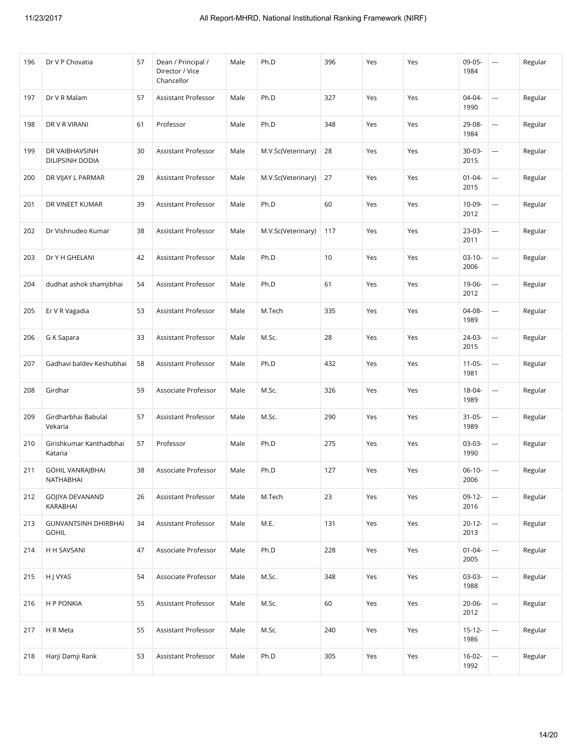| 196 | Dr V P Chovatia | 57 | Dean / Principal / Director / Vice Chancellor | Male | Ph.D | 396 | Yes | Yes | 09-05-1984 | --- | Regular |
|---|---|---|---|---|---|---|---|---|---|---|---|
| 197 | Dr V R Malam | 57 | Assistant Professor | Male | Ph.D | 327 | Yes | Yes | 04-04-1990 | --- | Regular |
| 198 | DR V R VIRANI | 61 | Professor | Male | Ph.D | 348 | Yes | Yes | 29-08-1984 | --- | Regular |
| 199 | DR VAIBHAVSINH DILIPSINH DODIA | 30 | Assistant Professor | Male | M.V.Sc(Veterinary) | 28 | Yes | Yes | 30-03-2015 | --- | Regular |
| 200 | DR VIJAY L PARMAR | 28 | Assistant Professor | Male | M.V.Sc(Veterinary) | 27 | Yes | Yes | 01-04-2015 | --- | Regular |
| 201 | DR VINEET KUMAR | 39 | Assistant Professor | Male | Ph.D | 60 | Yes | Yes | 10-09-2012 | --- | Regular |
| 202 | Dr Vishnudeo Kumar | 38 | Assistant Professor | Male | M.V.Sc(Veterinary) | 117 | Yes | Yes | 23-03-2011 | --- | Regular |
| 203 | Dr Y H GHELANI | 42 | Assistant Professor | Male | Ph.D | 10 | Yes | Yes | 03-10-2006 | --- | Regular |
| 204 | dudhat ashok shamjibhai | 54 | Assistant Professor | Male | Ph.D | 61 | Yes | Yes | 19-06-2012 | --- | Regular |
| 205 | Er V R Vagadia | 53 | Assistant Professor | Male | M.Tech | 335 | Yes | Yes | 04-08-1989 | --- | Regular |
| 206 | G K Sapara | 33 | Assistant Professor | Male | M.Sc. | 28 | Yes | Yes | 24-03-2015 | --- | Regular |
| 207 | Gadhavi baldev Keshubhai | 58 | Assistant Professor | Male | Ph.D | 432 | Yes | Yes | 11-05-1981 | --- | Regular |
| 208 | Girdhar | 59 | Associate Professor | Male | M.Sc. | 326 | Yes | Yes | 18-04-1989 | --- | Regular |
| 209 | Girdharbhai Babulal Vekaria | 57 | Assistant Professor | Male | M.Sc. | 290 | Yes | Yes | 31-05-1989 | --- | Regular |
| 210 | Girishkumar Kanthadbhai Kataria | 57 | Professor | Male | Ph.D | 275 | Yes | Yes | 03-03-1990 | --- | Regular |
| 211 | GOHIL VANRAJBHAI NATHABHAI | 38 | Associate Professor | Male | Ph.D | 127 | Yes | Yes | 06-10-2006 | --- | Regular |
| 212 | GOJIYA DEVANAND KARABHAI | 26 | Assistant Professor | Male | M.Tech | 23 | Yes | Yes | 09-12-2016 | --- | Regular |
| 213 | GUNVANTSINH DHIRBHAI GOHIL | 34 | Assistant Professor | Male | M.E. | 131 | Yes | Yes | 20-12-2013 | --- | Regular |
| 214 | H H SAVSANI | 47 | Associate Professor | Male | Ph.D | 228 | Yes | Yes | 01-04-2005 | --- | Regular |
| 215 | H J VYAS | 54 | Associate Professor | Male | M.Sc. | 348 | Yes | Yes | 03-03-1988 | --- | Regular |
| 216 | H P PONKIA | 55 | Assistant Professor | Male | M.Sc. | 60 | Yes | Yes | 20-06-2012 | --- | Regular |
| 217 | H R Meta | 55 | Assistant Professor | Male | M.Sc. | 240 | Yes | Yes | 15-12-1986 | --- | Regular |
| 218 | Harji Damji Rank | 53 | Assistant Professor | Male | Ph.D | 305 | Yes | Yes | 16-02-1992 | --- | Regular |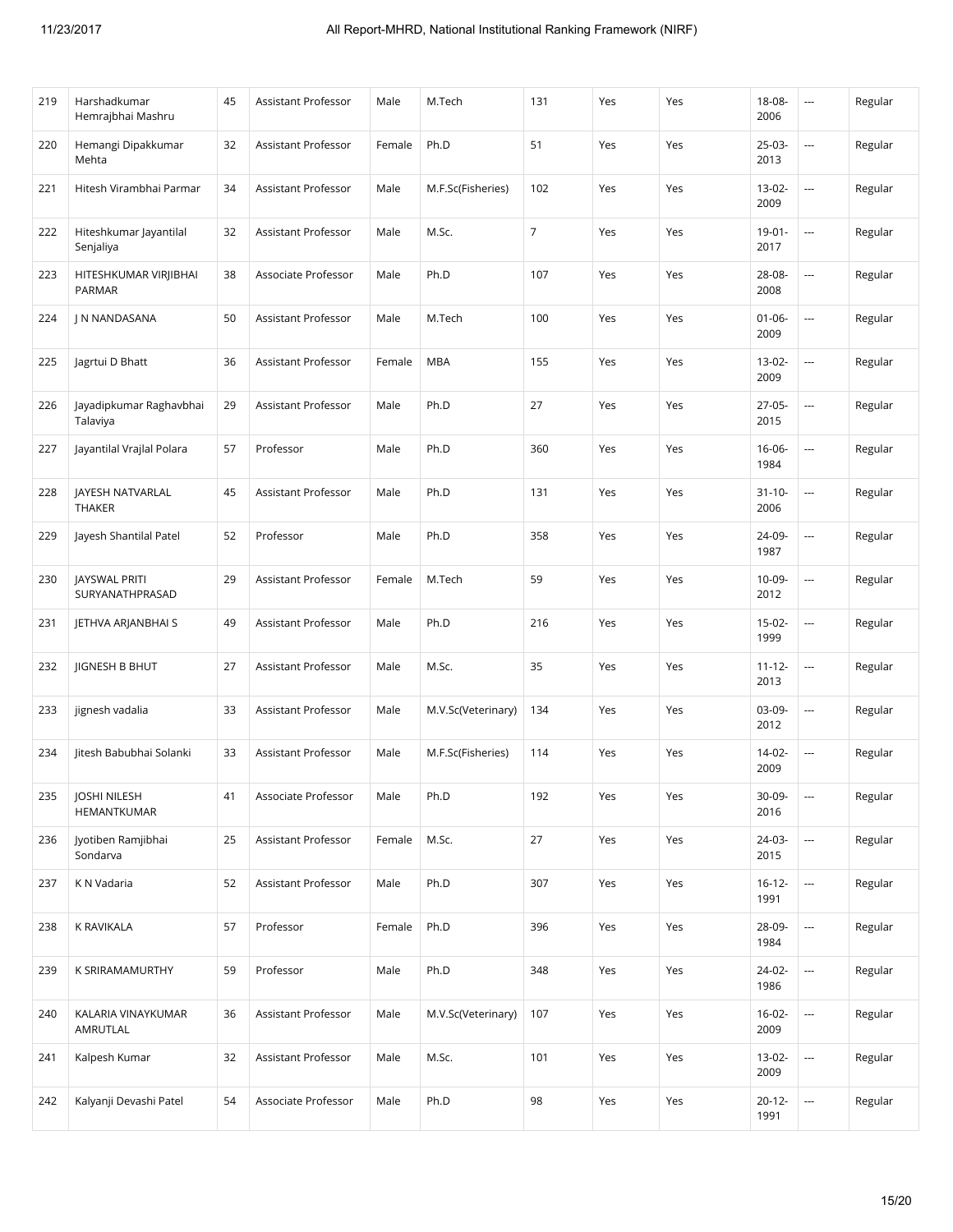| 219 | Harshadkumar Hemrajbhai Mashru | 45 | Assistant Professor | Male | M.Tech | 131 | Yes | Yes | 18-08-2006 | --- | Regular |
|---|---|---|---|---|---|---|---|---|---|---|---|
| 220 | Hemangi Dipakkumar Mehta | 32 | Assistant Professor | Female | Ph.D | 51 | Yes | Yes | 25-03-2013 | --- | Regular |
| 221 | Hitesh Virambhai Parmar | 34 | Assistant Professor | Male | M.F.Sc(Fisheries) | 102 | Yes | Yes | 13-02-2009 | --- | Regular |
| 222 | Hiteshkumar Jayantilal Senjaliya | 32 | Assistant Professor | Male | M.Sc. | 7 | Yes | Yes | 19-01-2017 | --- | Regular |
| 223 | HITESHKUMAR VIRJIBHAI PARMAR | 38 | Associate Professor | Male | Ph.D | 107 | Yes | Yes | 28-08-2008 | --- | Regular |
| 224 | J N NANDASANA | 50 | Assistant Professor | Male | M.Tech | 100 | Yes | Yes | 01-06-2009 | --- | Regular |
| 225 | Jagrtui D Bhatt | 36 | Assistant Professor | Female | MBA | 155 | Yes | Yes | 13-02-2009 | --- | Regular |
| 226 | Jayadipkumar Raghavbhai Talaviya | 29 | Assistant Professor | Male | Ph.D | 27 | Yes | Yes | 27-05-2015 | --- | Regular |
| 227 | Jayantilal Vrajlal Polara | 57 | Professor | Male | Ph.D | 360 | Yes | Yes | 16-06-1984 | --- | Regular |
| 228 | JAYESH NATVARLAL THAKER | 45 | Assistant Professor | Male | Ph.D | 131 | Yes | Yes | 31-10-2006 | --- | Regular |
| 229 | Jayesh Shantilal Patel | 52 | Professor | Male | Ph.D | 358 | Yes | Yes | 24-09-1987 | --- | Regular |
| 230 | JAYSWAL PRITI SURYANATHPRASAD | 29 | Assistant Professor | Female | M.Tech | 59 | Yes | Yes | 10-09-2012 | --- | Regular |
| 231 | JETHVA ARJANBHAI S | 49 | Assistant Professor | Male | Ph.D | 216 | Yes | Yes | 15-02-1999 | --- | Regular |
| 232 | JIGNESH B BHUT | 27 | Assistant Professor | Male | M.Sc. | 35 | Yes | Yes | 11-12-2013 | --- | Regular |
| 233 | jignesh vadalia | 33 | Assistant Professor | Male | M.V.Sc(Veterinary) | 134 | Yes | Yes | 03-09-2012 | --- | Regular |
| 234 | Jitesh Babubhai Solanki | 33 | Assistant Professor | Male | M.F.Sc(Fisheries) | 114 | Yes | Yes | 14-02-2009 | --- | Regular |
| 235 | JOSHI NILESH HEMANTKUMAR | 41 | Associate Professor | Male | Ph.D | 192 | Yes | Yes | 30-09-2016 | --- | Regular |
| 236 | Jyotiben Ramjibhai Sondarva | 25 | Assistant Professor | Female | M.Sc. | 27 | Yes | Yes | 24-03-2015 | --- | Regular |
| 237 | K N Vadaria | 52 | Assistant Professor | Male | Ph.D | 307 | Yes | Yes | 16-12-1991 | --- | Regular |
| 238 | K RAVIKALA | 57 | Professor | Female | Ph.D | 396 | Yes | Yes | 28-09-1984 | --- | Regular |
| 239 | K SRIRAMAMURTHY | 59 | Professor | Male | Ph.D | 348 | Yes | Yes | 24-02-1986 | --- | Regular |
| 240 | KALARIA VINAYKUMAR AMRUTLAL | 36 | Assistant Professor | Male | M.V.Sc(Veterinary) | 107 | Yes | Yes | 16-02-2009 | --- | Regular |
| 241 | Kalpesh Kumar | 32 | Assistant Professor | Male | M.Sc. | 101 | Yes | Yes | 13-02-2009 | --- | Regular |
| 242 | Kalyanji Devashi Patel | 54 | Associate Professor | Male | Ph.D | 98 | Yes | Yes | 20-12-1991 | --- | Regular |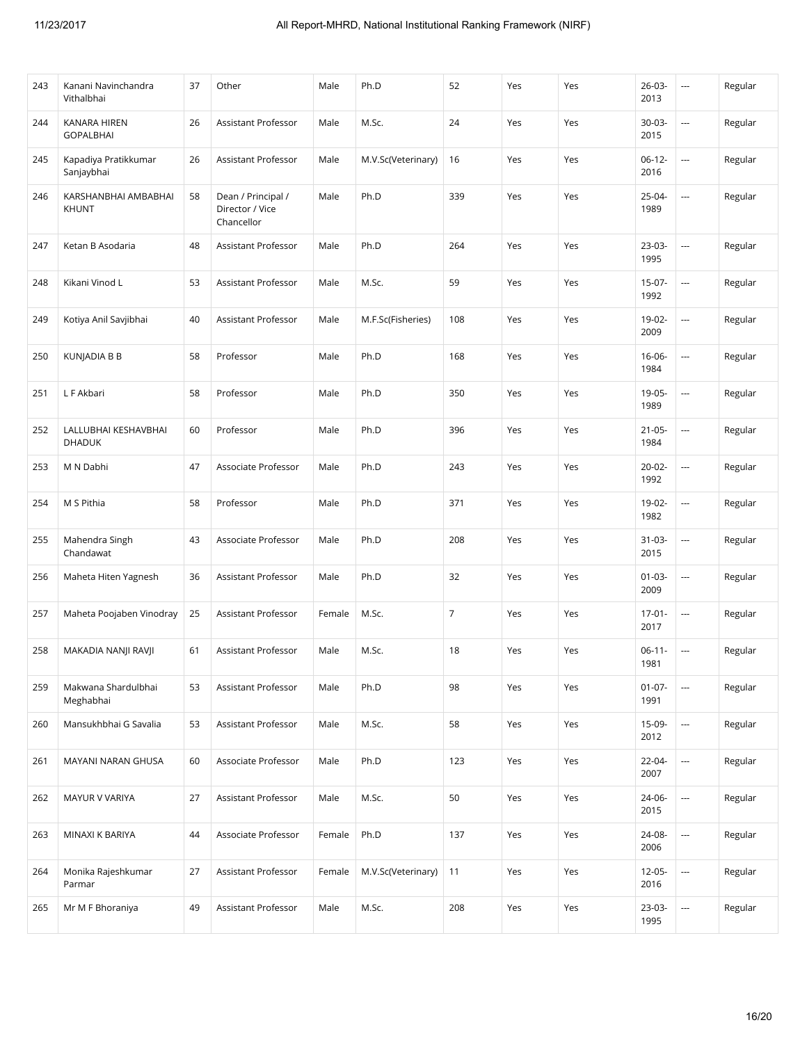| 243 | Kanani Navinchandra Vithalbhai | 37 | Other | Male | Ph.D | 52 | Yes | Yes | 26-03-2013 | --- | Regular |
|---|---|---|---|---|---|---|---|---|---|---|---|
| 244 | KANARA HIREN GOPALBHAI | 26 | Assistant Professor | Male | M.Sc. | 24 | Yes | Yes | 30-03-2015 | --- | Regular |
| 245 | Kapadiya Pratikkumar Sanjaybhai | 26 | Assistant Professor | Male | M.V.Sc(Veterinary) | 16 | Yes | Yes | 06-12-2016 | --- | Regular |
| 246 | KARSHANBHAI AMBABHAI KHUNT | 58 | Dean / Principal / Director / Vice Chancellor | Male | Ph.D | 339 | Yes | Yes | 25-04-1989 | --- | Regular |
| 247 | Ketan B Asodaria | 48 | Assistant Professor | Male | Ph.D | 264 | Yes | Yes | 23-03-1995 | --- | Regular |
| 248 | Kikani Vinod L | 53 | Assistant Professor | Male | M.Sc. | 59 | Yes | Yes | 15-07-1992 | --- | Regular |
| 249 | Kotiya Anil Savjibhai | 40 | Assistant Professor | Male | M.F.Sc(Fisheries) | 108 | Yes | Yes | 19-02-2009 | --- | Regular |
| 250 | KUNJADIA B B | 58 | Professor | Male | Ph.D | 168 | Yes | Yes | 16-06-1984 | --- | Regular |
| 251 | L F Akbari | 58 | Professor | Male | Ph.D | 350 | Yes | Yes | 19-05-1989 | --- | Regular |
| 252 | LALLUBHAI KESHAVBHAI DHADUK | 60 | Professor | Male | Ph.D | 396 | Yes | Yes | 21-05-1984 | --- | Regular |
| 253 | M N Dabhi | 47 | Associate Professor | Male | Ph.D | 243 | Yes | Yes | 20-02-1992 | --- | Regular |
| 254 | M S Pithia | 58 | Professor | Male | Ph.D | 371 | Yes | Yes | 19-02-1982 | --- | Regular |
| 255 | Mahendra Singh Chandawat | 43 | Associate Professor | Male | Ph.D | 208 | Yes | Yes | 31-03-2015 | --- | Regular |
| 256 | Maheta Hiten Yagnesh | 36 | Assistant Professor | Male | Ph.D | 32 | Yes | Yes | 01-03-2009 | --- | Regular |
| 257 | Maheta Poojaben Vinodray | 25 | Assistant Professor | Female | M.Sc. | 7 | Yes | Yes | 17-01-2017 | --- | Regular |
| 258 | MAKADIA NANJI RAVJI | 61 | Assistant Professor | Male | M.Sc. | 18 | Yes | Yes | 06-11-1981 | --- | Regular |
| 259 | Makwana Shardulbhai Meghabhai | 53 | Assistant Professor | Male | Ph.D | 98 | Yes | Yes | 01-07-1991 | --- | Regular |
| 260 | Mansukhbhai G Savalia | 53 | Assistant Professor | Male | M.Sc. | 58 | Yes | Yes | 15-09-2012 | --- | Regular |
| 261 | MAYANI NARAN GHUSA | 60 | Associate Professor | Male | Ph.D | 123 | Yes | Yes | 22-04-2007 | --- | Regular |
| 262 | MAYUR V VARIYA | 27 | Assistant Professor | Male | M.Sc. | 50 | Yes | Yes | 24-06-2015 | --- | Regular |
| 263 | MINAXI K BARIYA | 44 | Associate Professor | Female | Ph.D | 137 | Yes | Yes | 24-08-2006 | --- | Regular |
| 264 | Monika Rajeshkumar Parmar | 27 | Assistant Professor | Female | M.V.Sc(Veterinary) | 11 | Yes | Yes | 12-05-2016 | --- | Regular |
| 265 | Mr M F Bhoraniya | 49 | Assistant Professor | Male | M.Sc. | 208 | Yes | Yes | 23-03-1995 | --- | Regular |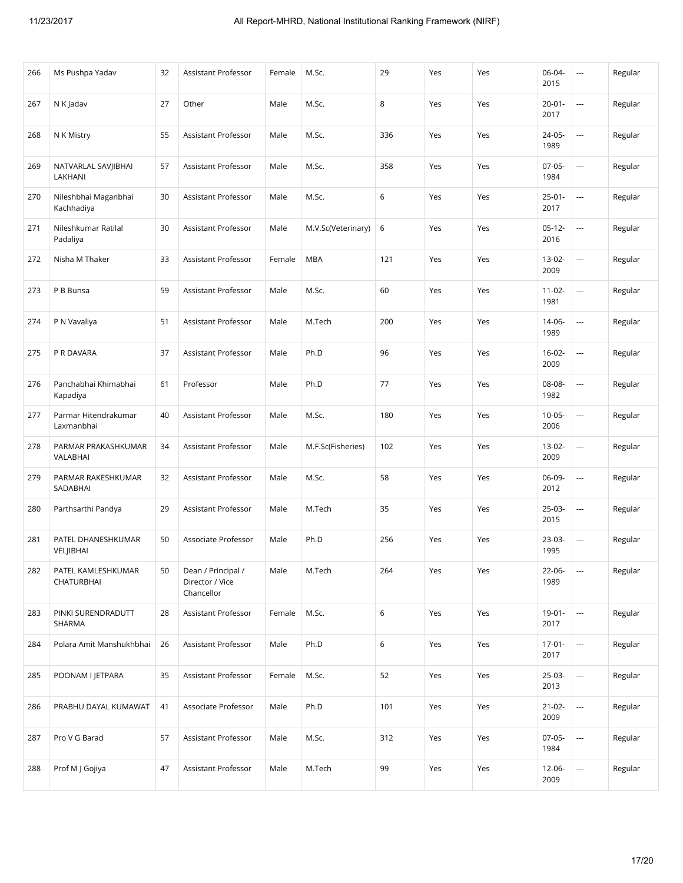| 266 | Ms Pushpa Yadav | 32 | Assistant Professor | Female | M.Sc. | 29 | Yes | Yes | 06-04-2015 | --- | Regular |
|---|---|---|---|---|---|---|---|---|---|---|---|
| 267 | N K Jadav | 27 | Other | Male | M.Sc. | 8 | Yes | Yes | 20-01-2017 | --- | Regular |
| 268 | N K Mistry | 55 | Assistant Professor | Male | M.Sc. | 336 | Yes | Yes | 24-05-1989 | --- | Regular |
| 269 | NATVARLAL SAVJIBHAI LAKHANI | 57 | Assistant Professor | Male | M.Sc. | 358 | Yes | Yes | 07-05-1984 | --- | Regular |
| 270 | Nileshbhai Maganbhai Kachhadiya | 30 | Assistant Professor | Male | M.Sc. | 6 | Yes | Yes | 25-01-2017 | --- | Regular |
| 271 | Nileshkumar Ratilal Padaliya | 30 | Assistant Professor | Male | M.V.Sc(Veterinary) | 6 | Yes | Yes | 05-12-2016 | --- | Regular |
| 272 | Nisha M Thaker | 33 | Assistant Professor | Female | MBA | 121 | Yes | Yes | 13-02-2009 | --- | Regular |
| 273 | P B Bunsa | 59 | Assistant Professor | Male | M.Sc. | 60 | Yes | Yes | 11-02-1981 | --- | Regular |
| 274 | P N Vavaliya | 51 | Assistant Professor | Male | M.Tech | 200 | Yes | Yes | 14-06-1989 | --- | Regular |
| 275 | P R DAVARA | 37 | Assistant Professor | Male | Ph.D | 96 | Yes | Yes | 16-02-2009 | --- | Regular |
| 276 | Panchabhai Khimabhai Kapadiya | 61 | Professor | Male | Ph.D | 77 | Yes | Yes | 08-08-1982 | --- | Regular |
| 277 | Parmar Hitendrakumar Laxmanbhai | 40 | Assistant Professor | Male | M.Sc. | 180 | Yes | Yes | 10-05-2006 | --- | Regular |
| 278 | PARMAR PRAKASHKUMAR VALABHAI | 34 | Assistant Professor | Male | M.F.Sc(Fisheries) | 102 | Yes | Yes | 13-02-2009 | --- | Regular |
| 279 | PARMAR RAKESHKUMAR SADABHAI | 32 | Assistant Professor | Male | M.Sc. | 58 | Yes | Yes | 06-09-2012 | --- | Regular |
| 280 | Parthsarthi Pandya | 29 | Assistant Professor | Male | M.Tech | 35 | Yes | Yes | 25-03-2015 | --- | Regular |
| 281 | PATEL DHANESHKUMAR VELJIBHAI | 50 | Associate Professor | Male | Ph.D | 256 | Yes | Yes | 23-03-1995 | --- | Regular |
| 282 | PATEL KAMLESHKUMAR CHATURBHAI | 50 | Dean / Principal / Director / Vice Chancellor | Male | M.Tech | 264 | Yes | Yes | 22-06-1989 | --- | Regular |
| 283 | PINKI SURENDRADUTT SHARMA | 28 | Assistant Professor | Female | M.Sc. | 6 | Yes | Yes | 19-01-2017 | --- | Regular |
| 284 | Polara Amit Manshukhbhai | 26 | Assistant Professor | Male | Ph.D | 6 | Yes | Yes | 17-01-2017 | --- | Regular |
| 285 | POONAM I JETPARA | 35 | Assistant Professor | Female | M.Sc. | 52 | Yes | Yes | 25-03-2013 | --- | Regular |
| 286 | PRABHU DAYAL KUMAWAT | 41 | Associate Professor | Male | Ph.D | 101 | Yes | Yes | 21-02-2009 | --- | Regular |
| 287 | Pro V G Barad | 57 | Assistant Professor | Male | M.Sc. | 312 | Yes | Yes | 07-05-1984 | --- | Regular |
| 288 | Prof M J Gojiya | 47 | Assistant Professor | Male | M.Tech | 99 | Yes | Yes | 12-06-2009 | --- | Regular |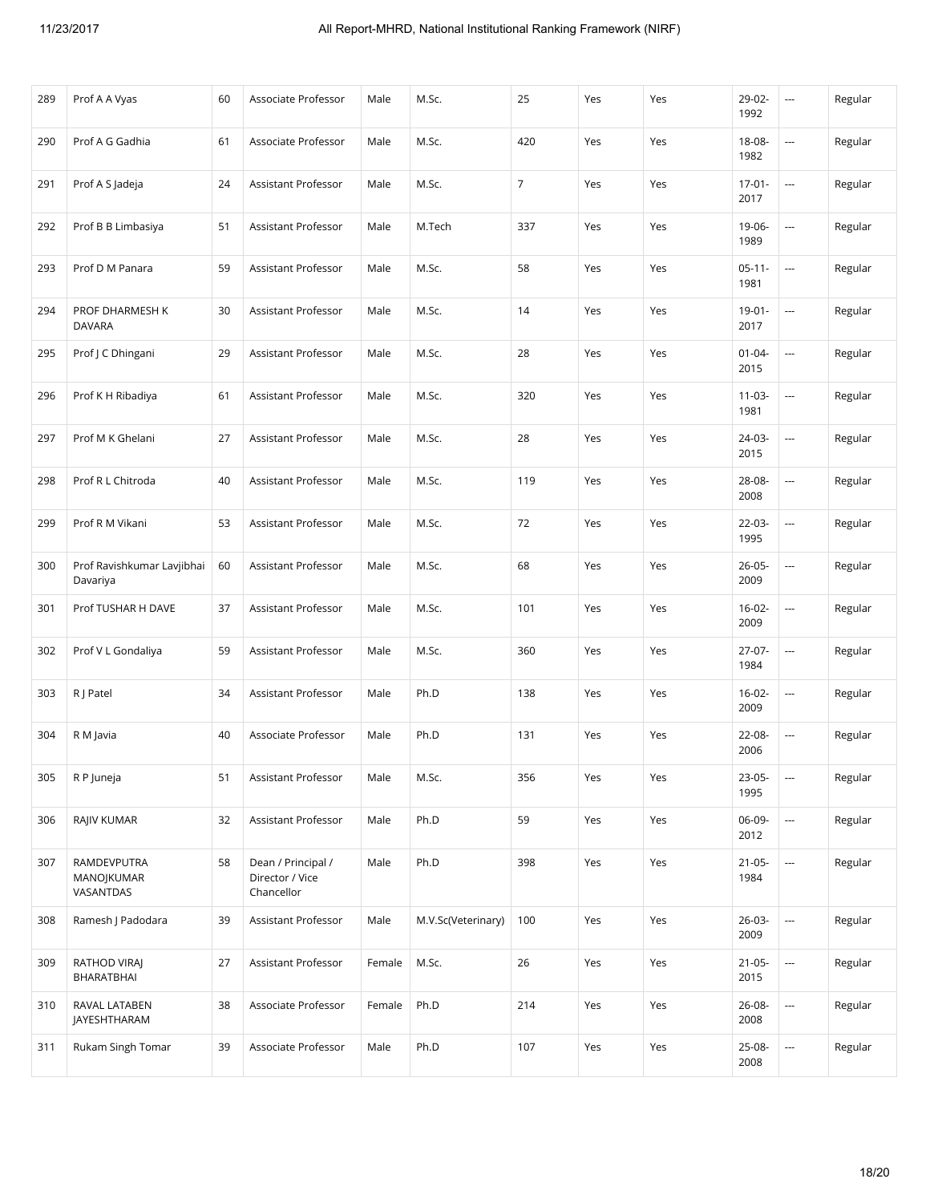| 289 | Prof A A Vyas | 60 | Associate Professor | Male | M.Sc. | 25 | Yes | Yes | 29-02-1992 | --- | Regular |
|---|---|---|---|---|---|---|---|---|---|---|---|
| 290 | Prof A G Gadhia | 61 | Associate Professor | Male | M.Sc. | 420 | Yes | Yes | 18-08-1982 | --- | Regular |
| 291 | Prof A S Jadeja | 24 | Assistant Professor | Male | M.Sc. | 7 | Yes | Yes | 17-01-2017 | --- | Regular |
| 292 | Prof B B Limbasiya | 51 | Assistant Professor | Male | M.Tech | 337 | Yes | Yes | 19-06-1989 | --- | Regular |
| 293 | Prof D M Panara | 59 | Assistant Professor | Male | M.Sc. | 58 | Yes | Yes | 05-11-1981 | --- | Regular |
| 294 | PROF DHARMESH K DAVARA | 30 | Assistant Professor | Male | M.Sc. | 14 | Yes | Yes | 19-01-2017 | --- | Regular |
| 295 | Prof J C Dhingani | 29 | Assistant Professor | Male | M.Sc. | 28 | Yes | Yes | 01-04-2015 | --- | Regular |
| 296 | Prof K H Ribadiya | 61 | Assistant Professor | Male | M.Sc. | 320 | Yes | Yes | 11-03-1981 | --- | Regular |
| 297 | Prof M K Ghelani | 27 | Assistant Professor | Male | M.Sc. | 28 | Yes | Yes | 24-03-2015 | --- | Regular |
| 298 | Prof R L Chitroda | 40 | Assistant Professor | Male | M.Sc. | 119 | Yes | Yes | 28-08-2008 | --- | Regular |
| 299 | Prof R M Vikani | 53 | Assistant Professor | Male | M.Sc. | 72 | Yes | Yes | 22-03-1995 | --- | Regular |
| 300 | Prof Ravishkumar Lavjibhai Davariya | 60 | Assistant Professor | Male | M.Sc. | 68 | Yes | Yes | 26-05-2009 | --- | Regular |
| 301 | Prof TUSHAR H DAVE | 37 | Assistant Professor | Male | M.Sc. | 101 | Yes | Yes | 16-02-2009 | --- | Regular |
| 302 | Prof V L Gondaliya | 59 | Assistant Professor | Male | M.Sc. | 360 | Yes | Yes | 27-07-1984 | --- | Regular |
| 303 | R J Patel | 34 | Assistant Professor | Male | Ph.D | 138 | Yes | Yes | 16-02-2009 | --- | Regular |
| 304 | R M Javia | 40 | Associate Professor | Male | Ph.D | 131 | Yes | Yes | 22-08-2006 | --- | Regular |
| 305 | R P Juneja | 51 | Assistant Professor | Male | M.Sc. | 356 | Yes | Yes | 23-05-1995 | --- | Regular |
| 306 | RAJIV KUMAR | 32 | Assistant Professor | Male | Ph.D | 59 | Yes | Yes | 06-09-2012 | --- | Regular |
| 307 | RAMDEVPUTRA MANOJKUMAR VASANTDAS | 58 | Dean / Principal / Director / Vice Chancellor | Male | Ph.D | 398 | Yes | Yes | 21-05-1984 | --- | Regular |
| 308 | Ramesh J Padodara | 39 | Assistant Professor | Male | M.V.Sc(Veterinary) | 100 | Yes | Yes | 26-03-2009 | --- | Regular |
| 309 | RATHOD VIRAJ BHARATBHAI | 27 | Assistant Professor | Female | M.Sc. | 26 | Yes | Yes | 21-05-2015 | --- | Regular |
| 310 | RAVAL LATABEN JAYESHTHARAM | 38 | Associate Professor | Female | Ph.D | 214 | Yes | Yes | 26-08-2008 | --- | Regular |
| 311 | Rukam Singh Tomar | 39 | Associate Professor | Male | Ph.D | 107 | Yes | Yes | 25-08-2008 | --- | Regular |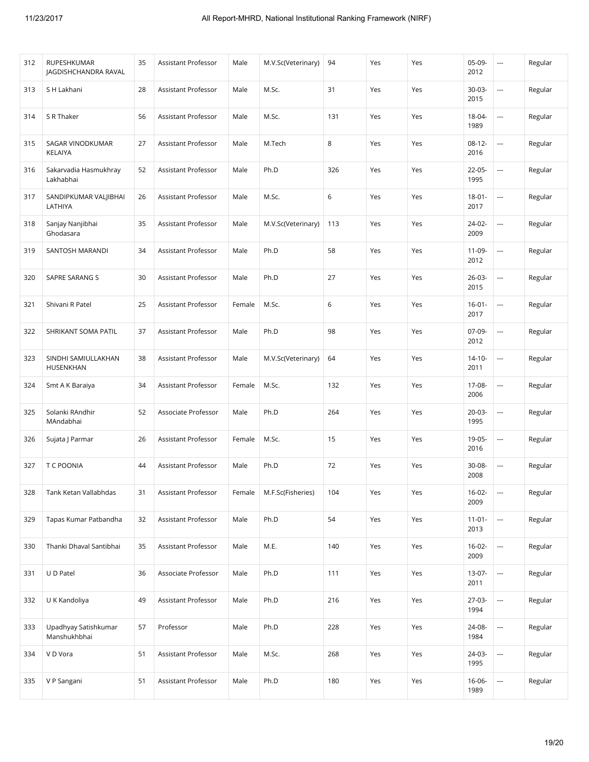| 312 | RUPESHKUMAR JAGDISHCHANDRA RAVAL | 35 | Assistant Professor | Male | M.V.Sc(Veterinary) | 94 | Yes | Yes | 05-09-2012 | --- | Regular |
|---|---|---|---|---|---|---|---|---|---|---|---|
| 313 | S H Lakhani | 28 | Assistant Professor | Male | M.Sc. | 31 | Yes | Yes | 30-03-2015 | --- | Regular |
| 314 | S R Thaker | 56 | Assistant Professor | Male | M.Sc. | 131 | Yes | Yes | 18-04-1989 | --- | Regular |
| 315 | SAGAR VINODKUMAR KELAIYA | 27 | Assistant Professor | Male | M.Tech | 8 | Yes | Yes | 08-12-2016 | --- | Regular |
| 316 | Sakarvadia Hasmukhray Lakhabhai | 52 | Assistant Professor | Male | Ph.D | 326 | Yes | Yes | 22-05-1995 | --- | Regular |
| 317 | SANDIPKUMAR VALJIBHAI LATHIYA | 26 | Assistant Professor | Male | M.Sc. | 6 | Yes | Yes | 18-01-2017 | --- | Regular |
| 318 | Sanjay Nanjibhai Ghodasara | 35 | Assistant Professor | Male | M.V.Sc(Veterinary) | 113 | Yes | Yes | 24-02-2009 | --- | Regular |
| 319 | SANTOSH MARANDI | 34 | Assistant Professor | Male | Ph.D | 58 | Yes | Yes | 11-09-2012 | --- | Regular |
| 320 | SAPRE SARANG S | 30 | Assistant Professor | Male | Ph.D | 27 | Yes | Yes | 26-03-2015 | --- | Regular |
| 321 | Shivani R Patel | 25 | Assistant Professor | Female | M.Sc. | 6 | Yes | Yes | 16-01-2017 | --- | Regular |
| 322 | SHRIKANT SOMA PATIL | 37 | Assistant Professor | Male | Ph.D | 98 | Yes | Yes | 07-09-2012 | --- | Regular |
| 323 | SINDHI SAMIULLAKHAN HUSENKHAN | 38 | Assistant Professor | Male | M.V.Sc(Veterinary) | 64 | Yes | Yes | 14-10-2011 | --- | Regular |
| 324 | Smt A K Baraiya | 34 | Assistant Professor | Female | M.Sc. | 132 | Yes | Yes | 17-08-2006 | --- | Regular |
| 325 | Solanki RAndhir MAndabhai | 52 | Associate Professor | Male | Ph.D | 264 | Yes | Yes | 20-03-1995 | --- | Regular |
| 326 | Sujata J Parmar | 26 | Assistant Professor | Female | M.Sc. | 15 | Yes | Yes | 19-05-2016 | --- | Regular |
| 327 | T C POONIA | 44 | Assistant Professor | Male | Ph.D | 72 | Yes | Yes | 30-08-2008 | --- | Regular |
| 328 | Tank Ketan Vallabhdas | 31 | Assistant Professor | Female | M.F.Sc(Fisheries) | 104 | Yes | Yes | 16-02-2009 | --- | Regular |
| 329 | Tapas Kumar Patbandha | 32 | Assistant Professor | Male | Ph.D | 54 | Yes | Yes | 11-01-2013 | --- | Regular |
| 330 | Thanki Dhaval Santibhai | 35 | Assistant Professor | Male | M.E. | 140 | Yes | Yes | 16-02-2009 | --- | Regular |
| 331 | U D Patel | 36 | Associate Professor | Male | Ph.D | 111 | Yes | Yes | 13-07-2011 | --- | Regular |
| 332 | U K Kandoliya | 49 | Assistant Professor | Male | Ph.D | 216 | Yes | Yes | 27-03-1994 | --- | Regular |
| 333 | Upadhyay Satishkumar Manshukhbhai | 57 | Professor | Male | Ph.D | 228 | Yes | Yes | 24-08-1984 | --- | Regular |
| 334 | V D Vora | 51 | Assistant Professor | Male | M.Sc. | 268 | Yes | Yes | 24-03-1995 | --- | Regular |
| 335 | V P Sangani | 51 | Assistant Professor | Male | Ph.D | 180 | Yes | Yes | 16-06-1989 | --- | Regular |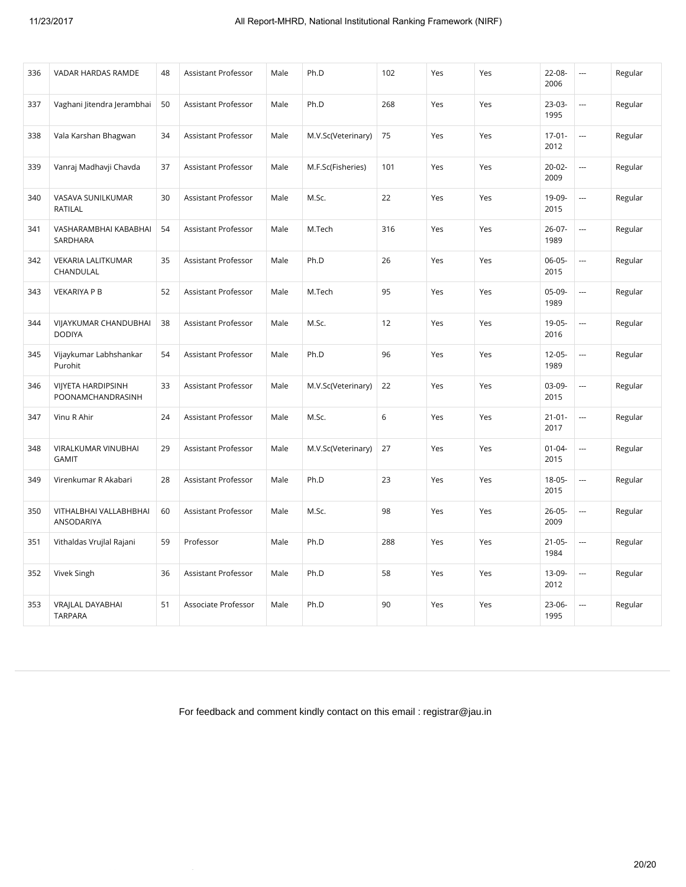| | | | | | | | | | | | |
|---|---|---|---|---|---|---|---|---|---|---|---|
| 336 | VADAR HARDAS RAMDE | 48 | Assistant Professor | Male | Ph.D | 102 | Yes | Yes | 22-08-2006 | --- | Regular |
| 337 | Vaghani Jitendra Jerambhai | 50 | Assistant Professor | Male | Ph.D | 268 | Yes | Yes | 23-03-1995 | --- | Regular |
| 338 | Vala Karshan Bhagwan | 34 | Assistant Professor | Male | M.V.Sc(Veterinary) | 75 | Yes | Yes | 17-01-2012 | --- | Regular |
| 339 | Vanraj Madhavji Chavda | 37 | Assistant Professor | Male | M.F.Sc(Fisheries) | 101 | Yes | Yes | 20-02-2009 | --- | Regular |
| 340 | VASAVA SUNILKUMAR RATILAL | 30 | Assistant Professor | Male | M.Sc. | 22 | Yes | Yes | 19-09-2015 | --- | Regular |
| 341 | VASHARAMBHAI KABABHAI SARDHARA | 54 | Assistant Professor | Male | M.Tech | 316 | Yes | Yes | 26-07-1989 | --- | Regular |
| 342 | VEKARIA LALITKUMAR CHANDULAL | 35 | Assistant Professor | Male | Ph.D | 26 | Yes | Yes | 06-05-2015 | --- | Regular |
| 343 | VEKARIYA P B | 52 | Assistant Professor | Male | M.Tech | 95 | Yes | Yes | 05-09-1989 | --- | Regular |
| 344 | VIJAYKUMAR CHANDUBHAI DODIYA | 38 | Assistant Professor | Male | M.Sc. | 12 | Yes | Yes | 19-05-2016 | --- | Regular |
| 345 | Vijaykumar Labhshankar Purohit | 54 | Assistant Professor | Male | Ph.D | 96 | Yes | Yes | 12-05-1989 | --- | Regular |
| 346 | VIJYETA HARDIPSINH POONAMCHANDRASINH | 33 | Assistant Professor | Male | M.V.Sc(Veterinary) | 22 | Yes | Yes | 03-09-2015 | --- | Regular |
| 347 | Vinu R Ahir | 24 | Assistant Professor | Male | M.Sc. | 6 | Yes | Yes | 21-01-2017 | --- | Regular |
| 348 | VIRALKUMAR VINUBHAI GAMIT | 29 | Assistant Professor | Male | M.V.Sc(Veterinary) | 27 | Yes | Yes | 01-04-2015 | --- | Regular |
| 349 | Virenkumar R Akabari | 28 | Assistant Professor | Male | Ph.D | 23 | Yes | Yes | 18-05-2015 | --- | Regular |
| 350 | VITHALBHAI VALLABHBHAI ANSODARIYA | 60 | Assistant Professor | Male | M.Sc. | 98 | Yes | Yes | 26-05-2009 | --- | Regular |
| 351 | Vithaldas Vrujlal Rajani | 59 | Professor | Male | Ph.D | 288 | Yes | Yes | 21-05-1984 | --- | Regular |
| 352 | Vivek Singh | 36 | Assistant Professor | Male | Ph.D | 58 | Yes | Yes | 13-09-2012 | --- | Regular |
| 353 | VRAJLAL DAYABHAI TARPARA | 51 | Associate Professor | Male | Ph.D | 90 | Yes | Yes | 23-06-1995 | --- | Regular |

For feedback and comment kindly contact on this email : registrar@jau.in